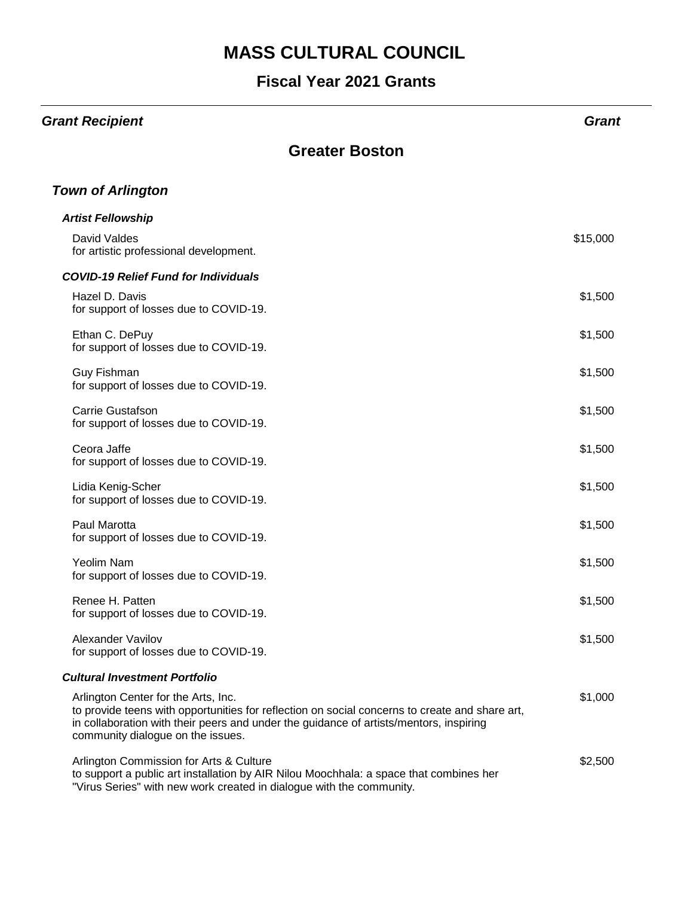# MASS CULTURAL COUNCIL

## Fiscal Year 2021 Grants

| *Grant Recipient* | *Grant* |
|---|---|

## Greater Boston

### *Town of Arlington*

#### *Artist Fellowship*

| | |
|---|---|
| David Valdes<br>for artistic professional development. | $15,000 |

#### *COVID-19 Relief Fund for Individuals*

| | |
|---|---|
| Hazel D. Davis<br>for support of losses due to COVID-19. | $1,500 |
| Ethan C. DePuy<br>for support of losses due to COVID-19. | $1,500 |
| Guy Fishman<br>for support of losses due to COVID-19. | $1,500 |
| Carrie Gustafson<br>for support of losses due to COVID-19. | $1,500 |
| Ceora Jaffe<br>for support of losses due to COVID-19. | $1,500 |
| Lidia Kenig-Scher<br>for support of losses due to COVID-19. | $1,500 |
| Paul Marotta<br>for support of losses due to COVID-19. | $1,500 |
| Yeolim Nam<br>for support of losses due to COVID-19. | $1,500 |
| Renee H. Patten<br>for support of losses due to COVID-19. | $1,500 |
| Alexander Vavilov<br>for support of losses due to COVID-19. | $1,500 |

#### *Cultural Investment Portfolio*

| | |
|---|---|
| Arlington Center for the Arts, Inc.<br>to provide teens with opportunities for reflection on social concerns to create and share art, in collaboration with their peers and under the guidance of artists/mentors, inspiring community dialogue on the issues. | $1,000 |
| Arlington Commission for Arts & Culture<br>to support a public art installation by AIR Nilou Moochhala: a space that combines her "Virus Series" with new work created in dialogue with the community. | $2,500 |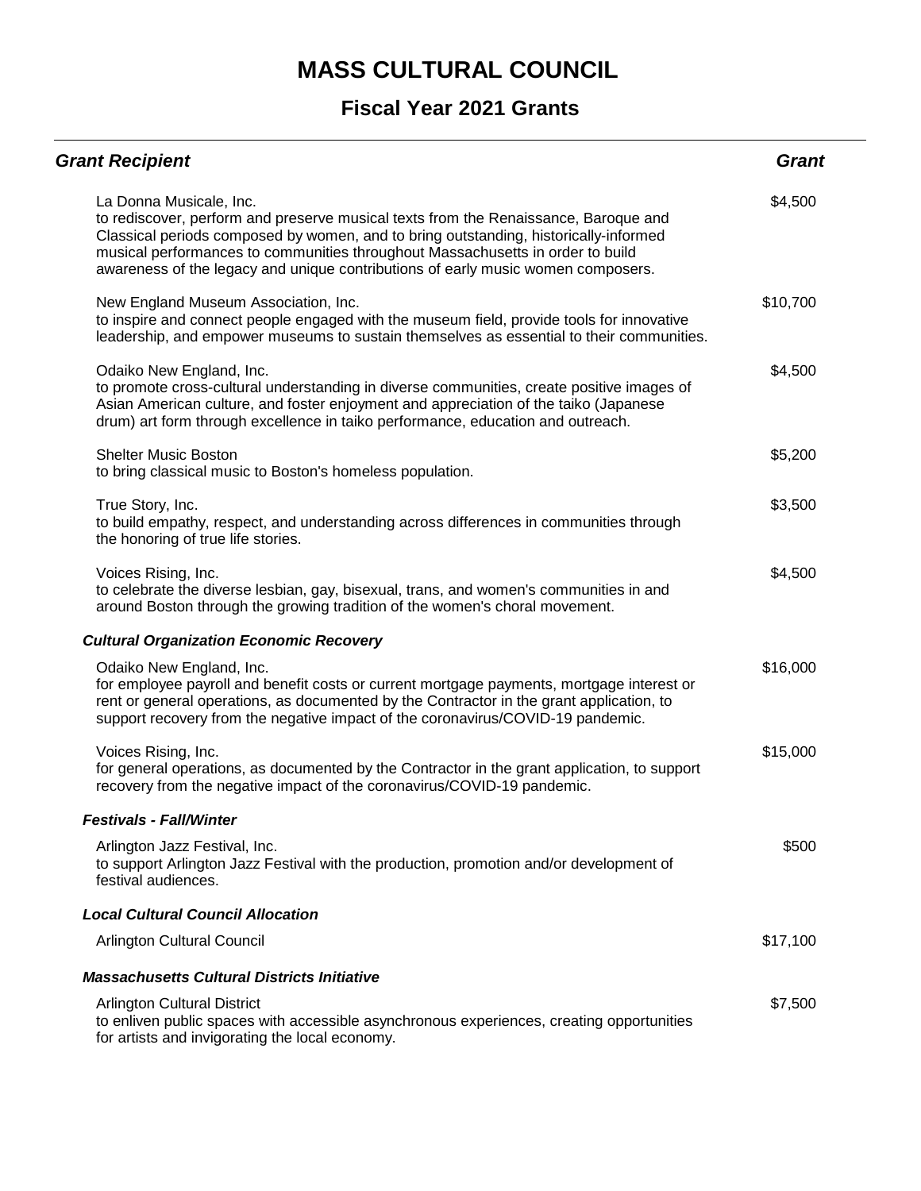# MASS CULTURAL COUNCIL

## Fiscal Year 2021 Grants

| *Grant Recipient* | *Grant* |
|---|---|
| La Donna Musicale, Inc.<br>to rediscover, perform and preserve musical texts from the Renaissance, Baroque and Classical periods composed by women, and to bring outstanding, historically-informed musical performances to communities throughout Massachusetts in order to build awareness of the legacy and unique contributions of early music women composers. | $4,500 |
| New England Museum Association, Inc.<br>to inspire and connect people engaged with the museum field, provide tools for innovative leadership, and empower museums to sustain themselves as essential to their communities. | $10,700 |
| Odaiko New England, Inc.<br>to promote cross-cultural understanding in diverse communities, create positive images of Asian American culture, and foster enjoyment and appreciation of the taiko (Japanese drum) art form through excellence in taiko performance, education and outreach. | $4,500 |
| Shelter Music Boston<br>to bring classical music to Boston's homeless population. | $5,200 |
| True Story, Inc.<br>to build empathy, respect, and understanding across differences in communities through the honoring of true life stories. | $3,500 |
| Voices Rising, Inc.<br>to celebrate the diverse lesbian, gay, bisexual, trans, and women's communities in and around Boston through the growing tradition of the women's choral movement. | $4,500 |
| ***Cultural Organization Economic Recovery*** | |
| Odaiko New England, Inc.<br>for employee payroll and benefit costs or current mortgage payments, mortgage interest or rent or general operations, as documented by the Contractor in the grant application, to support recovery from the negative impact of the coronavirus/COVID-19 pandemic. | $16,000 |
| Voices Rising, Inc.<br>for general operations, as documented by the Contractor in the grant application, to support recovery from the negative impact of the coronavirus/COVID-19 pandemic. | $15,000 |
| ***Festivals - Fall/Winter*** | |
| Arlington Jazz Festival, Inc.<br>to support Arlington Jazz Festival with the production, promotion and/or development of festival audiences. | $500 |
| ***Local Cultural Council Allocation*** | |
| Arlington Cultural Council | $17,100 |
| ***Massachusetts Cultural Districts Initiative*** | |
| Arlington Cultural District<br>to enliven public spaces with accessible asynchronous experiences, creating opportunities for artists and invigorating the local economy. | $7,500 |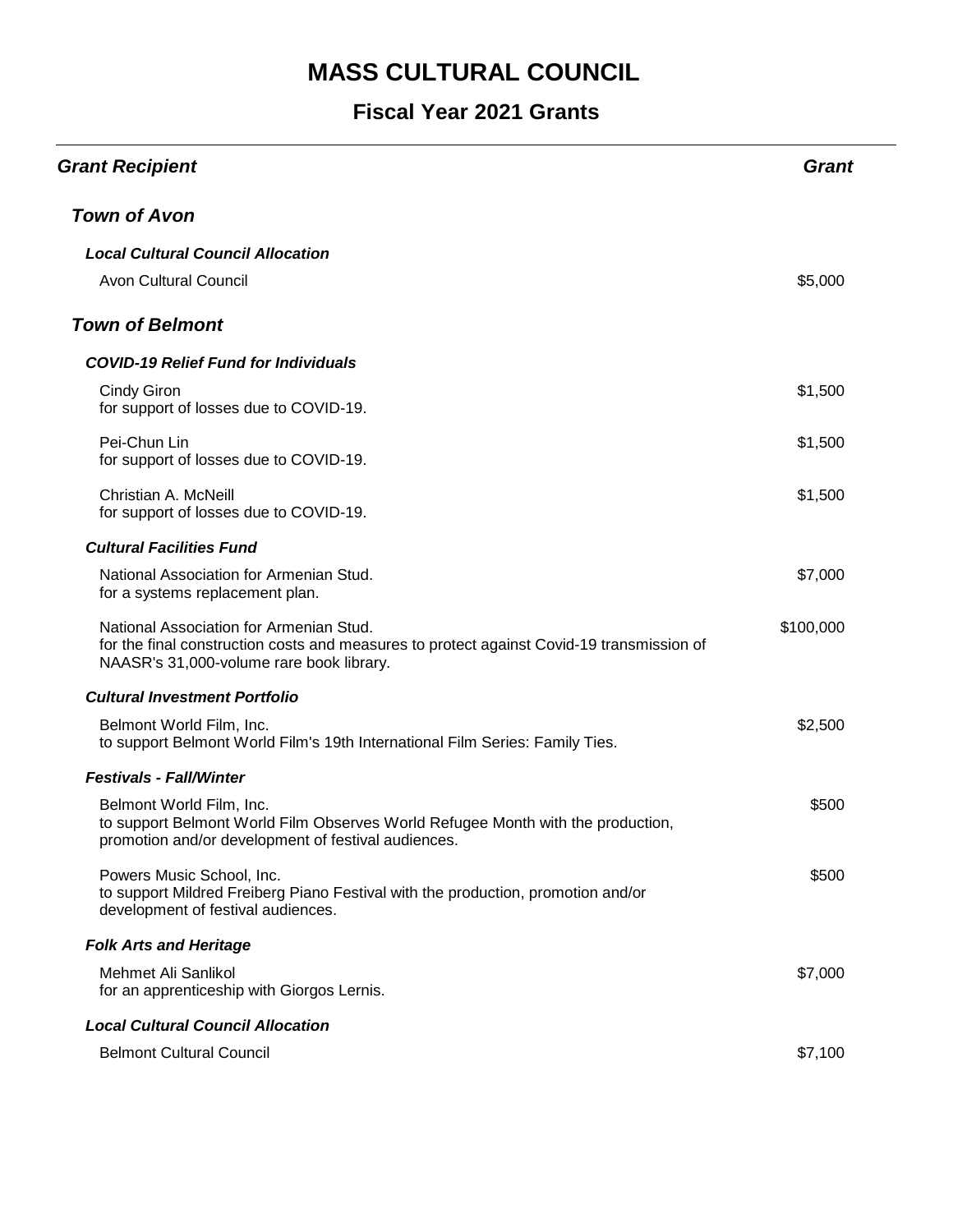# MASS CULTURAL COUNCIL

## Fiscal Year 2021 Grants

| *Grant Recipient* | *Grant* |
|---|---|
| ***Town of Avon*** | |
| ***Local Cultural Council Allocation*** | |
| Avon Cultural Council | $5,000 |
| ***Town of Belmont*** | |
| ***COVID-19 Relief Fund for Individuals*** | |
| Cindy Giron<br>for support of losses due to COVID-19. | $1,500 |
| Pei-Chun Lin<br>for support of losses due to COVID-19. | $1,500 |
| Christian A. McNeill<br>for support of losses due to COVID-19. | $1,500 |
| ***Cultural Facilities Fund*** | |
| National Association for Armenian Stud.<br>for a systems replacement plan. | $7,000 |
| National Association for Armenian Stud.<br>for the final construction costs and measures to protect against Covid-19 transmission of NAASR's 31,000-volume rare book library. | $100,000 |
| ***Cultural Investment Portfolio*** | |
| Belmont World Film, Inc.<br>to support Belmont World Film's 19th International Film Series: Family Ties. | $2,500 |
| ***Festivals - Fall/Winter*** | |
| Belmont World Film, Inc.<br>to support Belmont World Film Observes World Refugee Month with the production, promotion and/or development of festival audiences. | $500 |
| Powers Music School, Inc.<br>to support Mildred Freiberg Piano Festival with the production, promotion and/or development of festival audiences. | $500 |
| ***Folk Arts and Heritage*** | |
| Mehmet Ali Sanlikol<br>for an apprenticeship with Giorgos Lernis. | $7,000 |
| ***Local Cultural Council Allocation*** | |
| Belmont Cultural Council | $7,100 |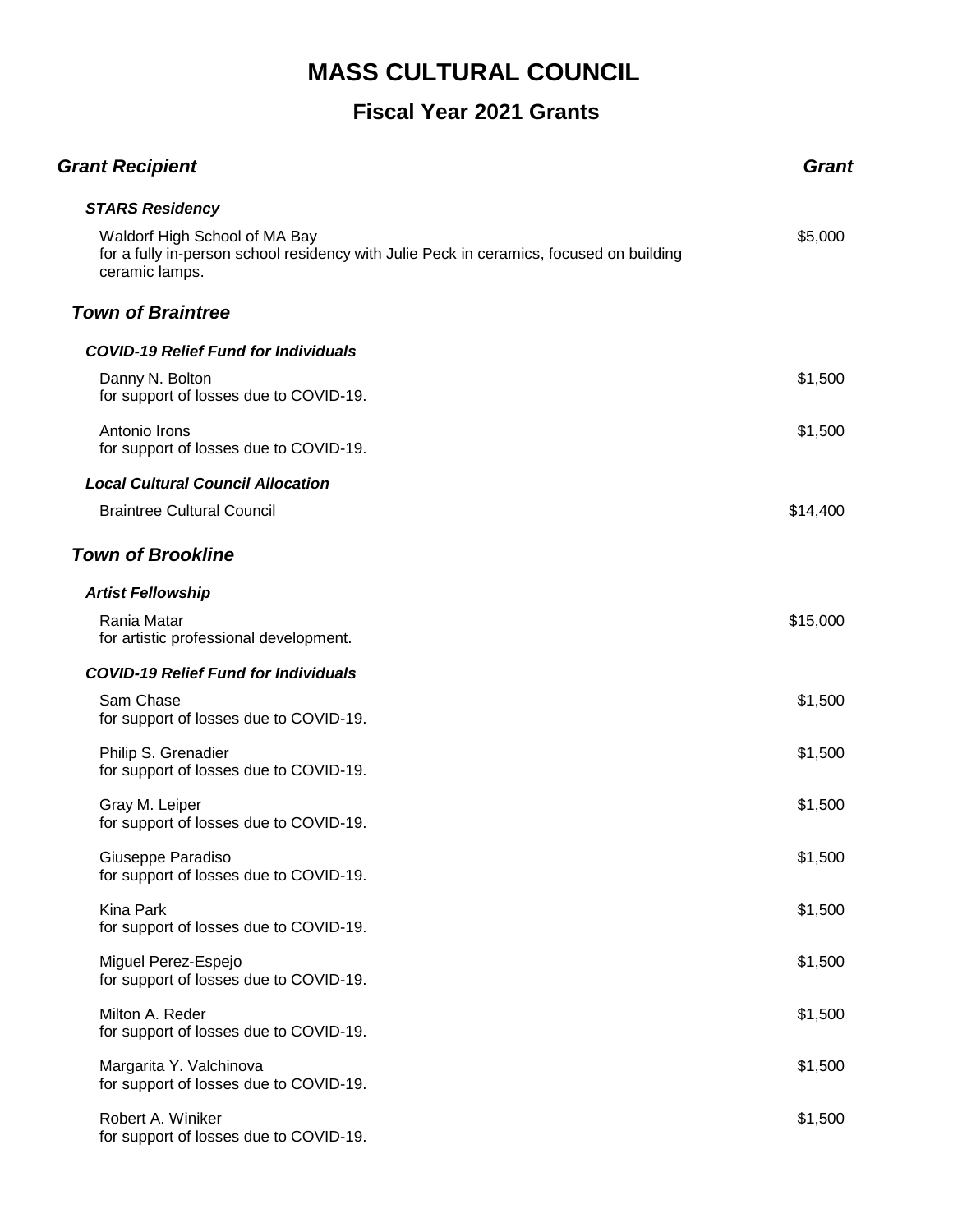# MASS CULTURAL COUNCIL

## Fiscal Year 2021 Grants

| *Grant Recipient* | *Grant* |
|---|---|
| ***STARS Residency*** | |
| Waldorf High School of MA Bay<br>for a fully in-person school residency with Julie Peck in ceramics, focused on building ceramic lamps. | $5,000 |
| ***Town of Braintree*** | |
| ***COVID-19 Relief Fund for Individuals*** | |
| Danny N. Bolton<br>for support of losses due to COVID-19. | $1,500 |
| Antonio Irons<br>for support of losses due to COVID-19. | $1,500 |
| ***Local Cultural Council Allocation*** | |
| Braintree Cultural Council | $14,400 |
| ***Town of Brookline*** | |
| ***Artist Fellowship*** | |
| Rania Matar<br>for artistic professional development. | $15,000 |
| ***COVID-19 Relief Fund for Individuals*** | |
| Sam Chase<br>for support of losses due to COVID-19. | $1,500 |
| Philip S. Grenadier<br>for support of losses due to COVID-19. | $1,500 |
| Gray M. Leiper<br>for support of losses due to COVID-19. | $1,500 |
| Giuseppe Paradiso<br>for support of losses due to COVID-19. | $1,500 |
| Kina Park<br>for support of losses due to COVID-19. | $1,500 |
| Miguel Perez-Espejo<br>for support of losses due to COVID-19. | $1,500 |
| Milton A. Reder<br>for support of losses due to COVID-19. | $1,500 |
| Margarita Y. Valchinova<br>for support of losses due to COVID-19. | $1,500 |
| Robert A. Winiker<br>for support of losses due to COVID-19. | $1,500 |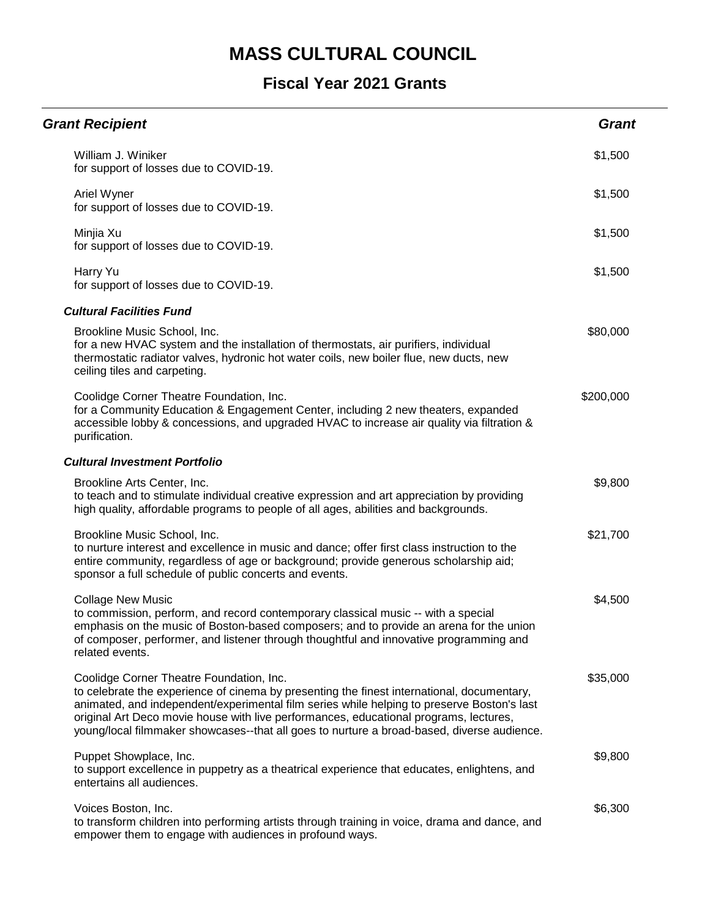# MASS CULTURAL COUNCIL

## Fiscal Year 2021 Grants

| *Grant Recipient* | *Grant* |
|---|---|
| William J. Winiker<br>for support of losses due to COVID-19. | $1,500 |
| Ariel Wyner<br>for support of losses due to COVID-19. | $1,500 |
| Minjia Xu<br>for support of losses due to COVID-19. | $1,500 |
| Harry Yu<br>for support of losses due to COVID-19. | $1,500 |
| ***Cultural Facilities Fund*** | |
| Brookline Music School, Inc.<br>for a new HVAC system and the installation of thermostats, air purifiers, individual thermostatic radiator valves, hydronic hot water coils, new boiler flue, new ducts, new ceiling tiles and carpeting. | $80,000 |
| Coolidge Corner Theatre Foundation, Inc.<br>for a Community Education & Engagement Center, including 2 new theaters, expanded accessible lobby & concessions, and upgraded HVAC to increase air quality via filtration & purification. | $200,000 |
| ***Cultural Investment Portfolio*** | |
| Brookline Arts Center, Inc.<br>to teach and to stimulate individual creative expression and art appreciation by providing high quality, affordable programs to people of all ages, abilities and backgrounds. | $9,800 |
| Brookline Music School, Inc.<br>to nurture interest and excellence in music and dance; offer first class instruction to the entire community, regardless of age or background; provide generous scholarship aid; sponsor a full schedule of public concerts and events. | $21,700 |
| Collage New Music<br>to commission, perform, and record contemporary classical music -- with a special emphasis on the music of Boston-based composers; and to provide an arena for the union of composer, performer, and listener through thoughtful and innovative programming and related events. | $4,500 |
| Coolidge Corner Theatre Foundation, Inc.<br>to celebrate the experience of cinema by presenting the finest international, documentary, animated, and independent/experimental film series while helping to preserve Boston's last original Art Deco movie house with live performances, educational programs, lectures, young/local filmmaker showcases--that all goes to nurture a broad-based, diverse audience. | $35,000 |
| Puppet Showplace, Inc.<br>to support excellence in puppetry as a theatrical experience that educates, enlightens, and entertains all audiences. | $9,800 |
| Voices Boston, Inc.<br>to transform children into performing artists through training in voice, drama and dance, and empower them to engage with audiences in profound ways. | $6,300 |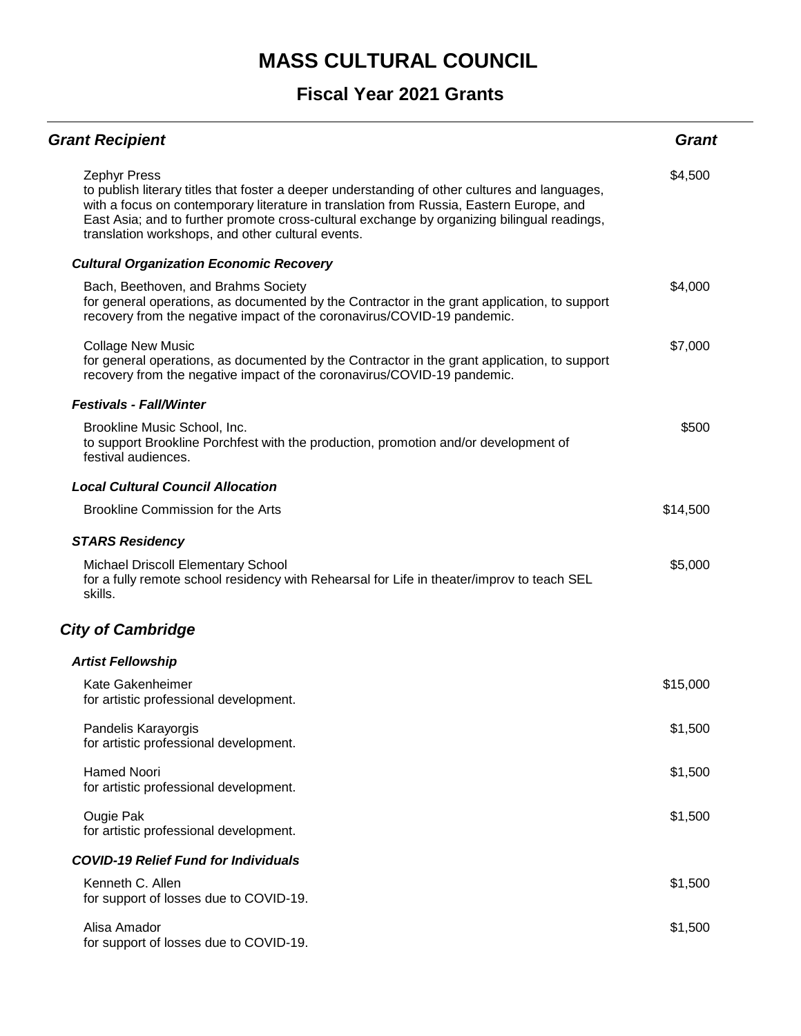# MASS CULTURAL COUNCIL

## Fiscal Year 2021 Grants

| Grant Recipient | Grant |
|---|---|
| Zephyr Press<br>to publish literary titles that foster a deeper understanding of other cultures and languages, with a focus on contemporary literature in translation from Russia, Eastern Europe, and East Asia; and to further promote cross-cultural exchange by organizing bilingual readings, translation workshops, and other cultural events. | $4,500 |
| ***Cultural Organization Economic Recovery*** | |
| Bach, Beethoven, and Brahms Society<br>for general operations, as documented by the Contractor in the grant application, to support recovery from the negative impact of the coronavirus/COVID-19 pandemic. | $4,000 |
| Collage New Music<br>for general operations, as documented by the Contractor in the grant application, to support recovery from the negative impact of the coronavirus/COVID-19 pandemic. | $7,000 |
| ***Festivals - Fall/Winter*** | |
| Brookline Music School, Inc.<br>to support Brookline Porchfest with the production, promotion and/or development of festival audiences. | $500 |
| ***Local Cultural Council Allocation*** | |
| Brookline Commission for the Arts | $14,500 |
| ***STARS Residency*** | |
| Michael Driscoll Elementary School<br>for a fully remote school residency with Rehearsal for Life in theater/improv to teach SEL skills. | $5,000 |

### *City of Cambridge*

| Grant Recipient | Grant |
|---|---|
| ***Artist Fellowship*** | |
| Kate Gakenheimer<br>for artistic professional development. | $15,000 |
| Pandelis Karayorgis<br>for artistic professional development. | $1,500 |
| Hamed Noori<br>for artistic professional development. | $1,500 |
| Ougie Pak<br>for artistic professional development. | $1,500 |
| ***COVID-19 Relief Fund for Individuals*** | |
| Kenneth C. Allen<br>for support of losses due to COVID-19. | $1,500 |
| Alisa Amador<br>for support of losses due to COVID-19. | $1,500 |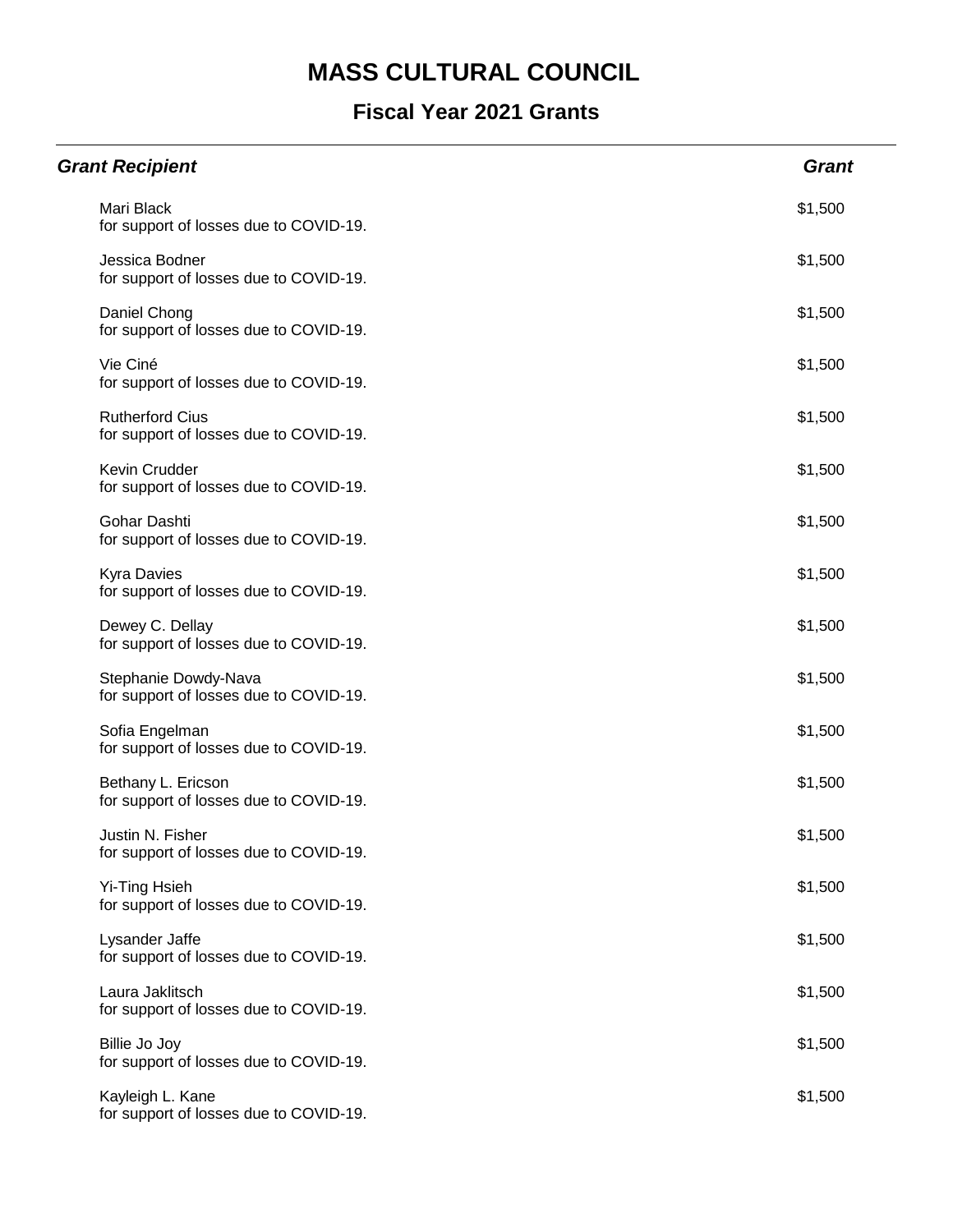# MASS CULTURAL COUNCIL

## Fiscal Year 2021 Grants

| *Grant Recipient* | *Grant* |
|---|---|
| Mari Black<br>for support of losses due to COVID-19. | $1,500 |
| Jessica Bodner<br>for support of losses due to COVID-19. | $1,500 |
| Daniel Chong<br>for support of losses due to COVID-19. | $1,500 |
| Vie Ciné<br>for support of losses due to COVID-19. | $1,500 |
| Rutherford Cius<br>for support of losses due to COVID-19. | $1,500 |
| Kevin Crudder<br>for support of losses due to COVID-19. | $1,500 |
| Gohar Dashti<br>for support of losses due to COVID-19. | $1,500 |
| Kyra Davies<br>for support of losses due to COVID-19. | $1,500 |
| Dewey C. Dellay<br>for support of losses due to COVID-19. | $1,500 |
| Stephanie Dowdy-Nava<br>for support of losses due to COVID-19. | $1,500 |
| Sofia Engelman<br>for support of losses due to COVID-19. | $1,500 |
| Bethany L. Ericson<br>for support of losses due to COVID-19. | $1,500 |
| Justin N. Fisher<br>for support of losses due to COVID-19. | $1,500 |
| Yi-Ting Hsieh<br>for support of losses due to COVID-19. | $1,500 |
| Lysander Jaffe<br>for support of losses due to COVID-19. | $1,500 |
| Laura Jaklitsch<br>for support of losses due to COVID-19. | $1,500 |
| Billie Jo Joy<br>for support of losses due to COVID-19. | $1,500 |
| Kayleigh L. Kane<br>for support of losses due to COVID-19. | $1,500 |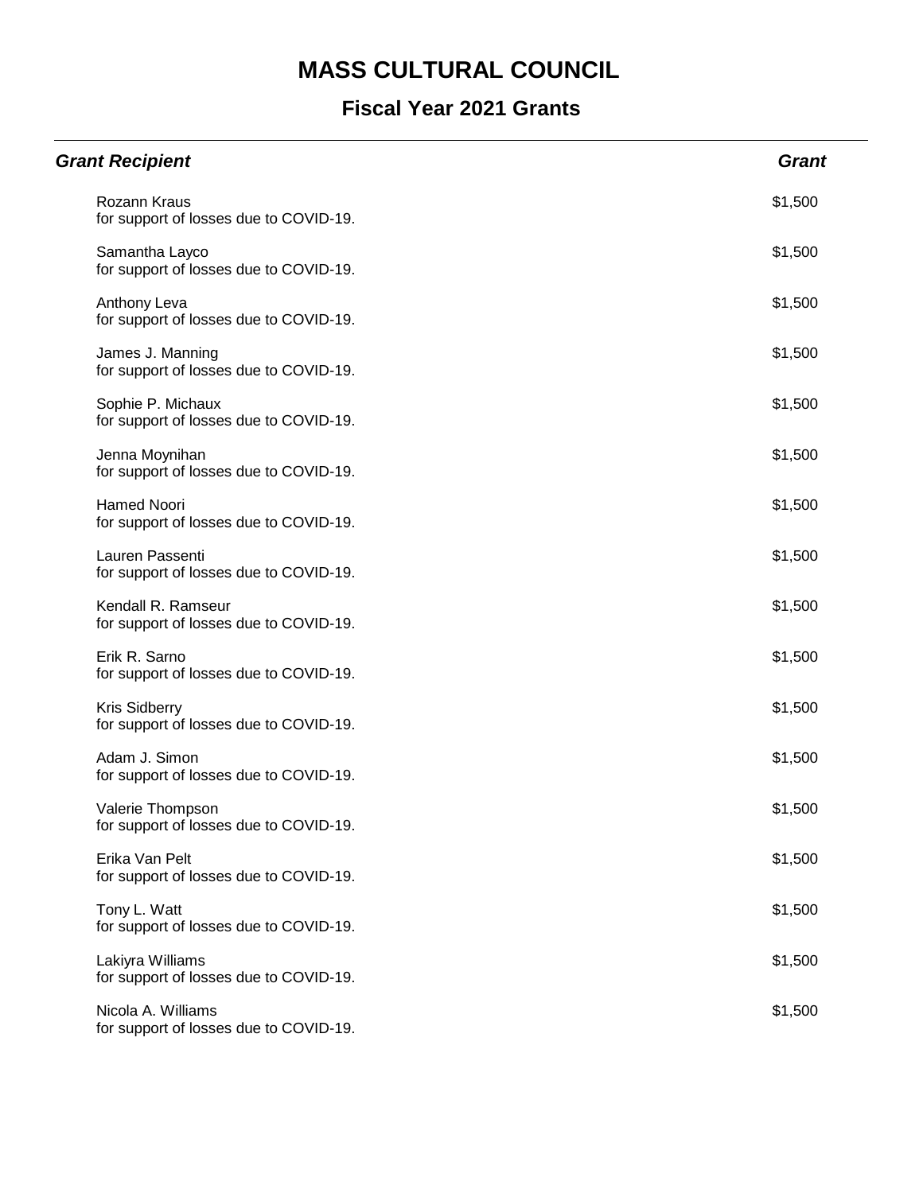# MASS CULTURAL COUNCIL

## Fiscal Year 2021 Grants

| *Grant Recipient* | *Grant* |
|---|---|
| Rozann Kraus<br>for support of losses due to COVID-19. | $1,500 |
| Samantha Layco<br>for support of losses due to COVID-19. | $1,500 |
| Anthony Leva<br>for support of losses due to COVID-19. | $1,500 |
| James J. Manning<br>for support of losses due to COVID-19. | $1,500 |
| Sophie P. Michaux<br>for support of losses due to COVID-19. | $1,500 |
| Jenna Moynihan<br>for support of losses due to COVID-19. | $1,500 |
| Hamed Noori<br>for support of losses due to COVID-19. | $1,500 |
| Lauren Passenti<br>for support of losses due to COVID-19. | $1,500 |
| Kendall R. Ramseur<br>for support of losses due to COVID-19. | $1,500 |
| Erik R. Sarno<br>for support of losses due to COVID-19. | $1,500 |
| Kris Sidberry<br>for support of losses due to COVID-19. | $1,500 |
| Adam J. Simon<br>for support of losses due to COVID-19. | $1,500 |
| Valerie Thompson<br>for support of losses due to COVID-19. | $1,500 |
| Erika Van Pelt<br>for support of losses due to COVID-19. | $1,500 |
| Tony L. Watt<br>for support of losses due to COVID-19. | $1,500 |
| Lakiyra Williams<br>for support of losses due to COVID-19. | $1,500 |
| Nicola A. Williams<br>for support of losses due to COVID-19. | $1,500 |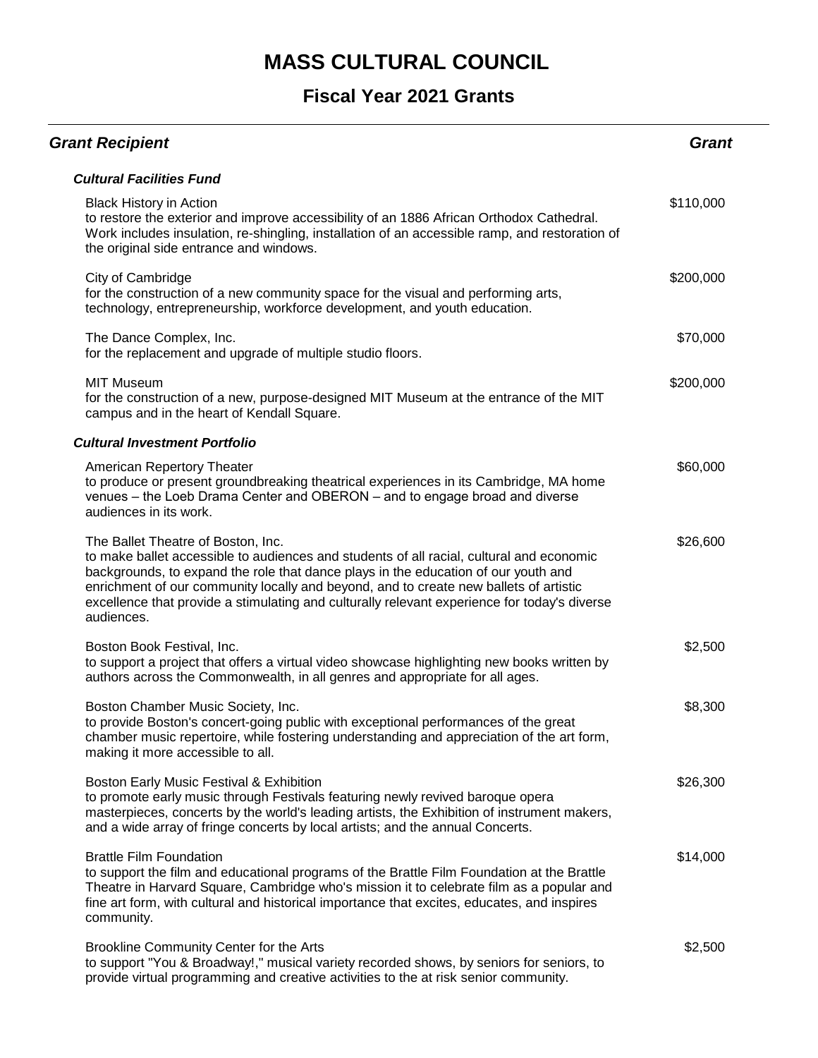# MASS CULTURAL COUNCIL

## Fiscal Year 2021 Grants

| Grant Recipient | Grant |
| --- | --- |
| ***Cultural Facilities Fund*** | |
| Black History in Action<br>to restore the exterior and improve accessibility of an 1886 African Orthodox Cathedral. Work includes insulation, re-shingling, installation of an accessible ramp, and restoration of the original side entrance and windows. | $110,000 |
| City of Cambridge<br>for the construction of a new community space for the visual and performing arts, technology, entrepreneurship, workforce development, and youth education. | $200,000 |
| The Dance Complex, Inc.<br>for the replacement and upgrade of multiple studio floors. | $70,000 |
| MIT Museum<br>for the construction of a new, purpose-designed MIT Museum at the entrance of the MIT campus and in the heart of Kendall Square. | $200,000 |
| ***Cultural Investment Portfolio*** | |
| American Repertory Theater<br>to produce or present groundbreaking theatrical experiences in its Cambridge, MA home venues – the Loeb Drama Center and OBERON – and to engage broad and diverse audiences in its work. | $60,000 |
| The Ballet Theatre of Boston, Inc.<br>to make ballet accessible to audiences and students of all racial, cultural and economic backgrounds, to expand the role that dance plays in the education of our youth and enrichment of our community locally and beyond, and to create new ballets of artistic excellence that provide a stimulating and culturally relevant experience for today's diverse audiences. | $26,600 |
| Boston Book Festival, Inc.<br>to support a project that offers a virtual video showcase highlighting new books written by authors across the Commonwealth, in all genres and appropriate for all ages. | $2,500 |
| Boston Chamber Music Society, Inc.<br>to provide Boston's concert-going public with exceptional performances of the great chamber music repertoire, while fostering understanding and appreciation of the art form, making it more accessible to all. | $8,300 |
| Boston Early Music Festival & Exhibition<br>to promote early music through Festivals featuring newly revived baroque opera masterpieces, concerts by the world's leading artists, the Exhibition of instrument makers, and a wide array of fringe concerts by local artists; and the annual Concerts. | $26,300 |
| Brattle Film Foundation<br>to support the film and educational programs of the Brattle Film Foundation at the Brattle Theatre in Harvard Square, Cambridge who's mission it to celebrate film as a popular and fine art form, with cultural and historical importance that excites, educates, and inspires community. | $14,000 |
| Brookline Community Center for the Arts<br>to support "You & Broadway!," musical variety recorded shows, by seniors for seniors, to provide virtual programming and creative activities to the at risk senior community. | $2,500 |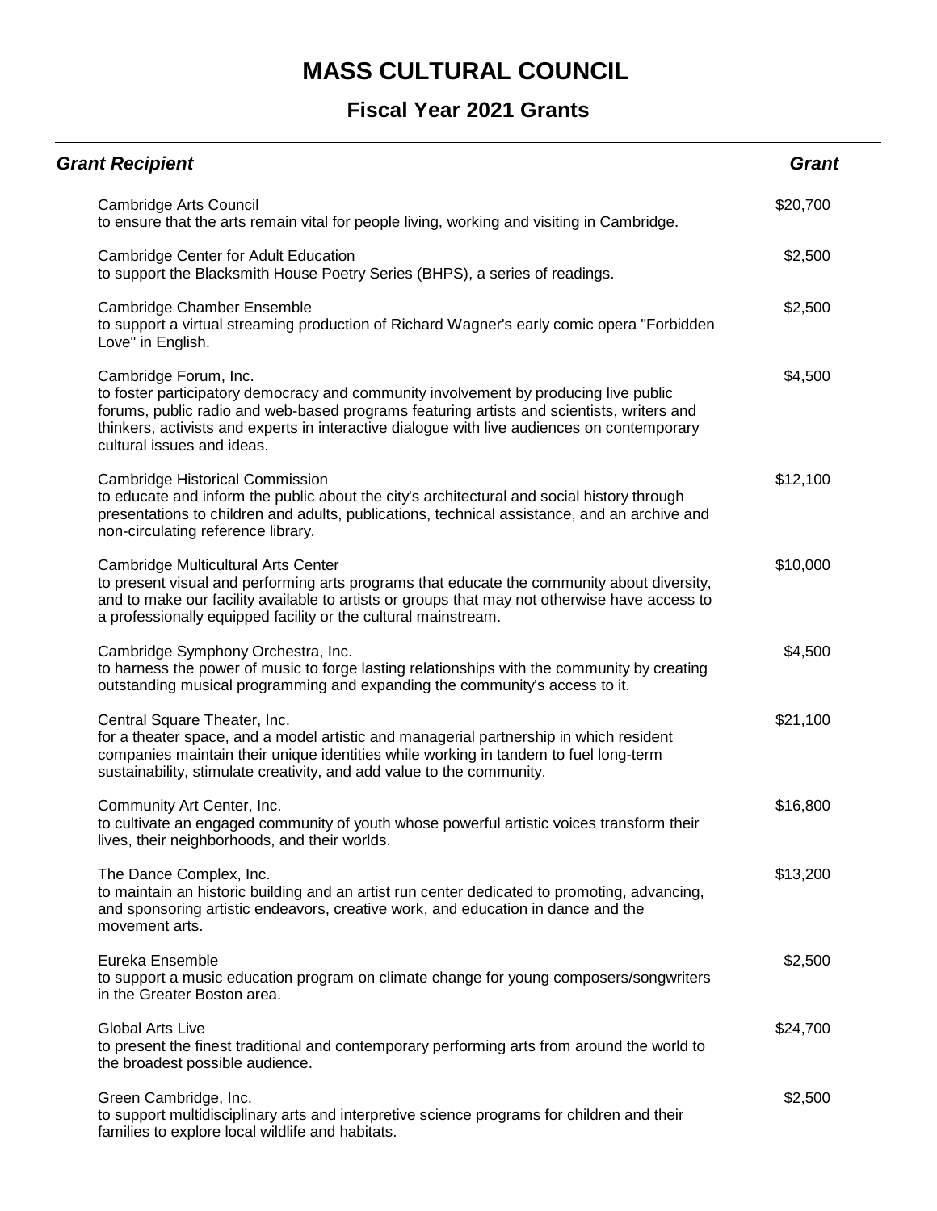# MASS CULTURAL COUNCIL

## Fiscal Year 2021 Grants

| *Grant Recipient* | *Grant* |
|---|---|
| Cambridge Arts Council<br>to ensure that the arts remain vital for people living, working and visiting in Cambridge. | $20,700 |
| Cambridge Center for Adult Education<br>to support the Blacksmith House Poetry Series (BHPS), a series of readings. | $2,500 |
| Cambridge Chamber Ensemble<br>to support a virtual streaming production of Richard Wagner's early comic opera "Forbidden Love" in English. | $2,500 |
| Cambridge Forum, Inc.<br>to foster participatory democracy and community involvement by producing live public forums, public radio and web-based programs featuring artists and scientists, writers and thinkers, activists and experts in interactive dialogue with live audiences on contemporary cultural issues and ideas. | $4,500 |
| Cambridge Historical Commission<br>to educate and inform the public about the city's architectural and social history through presentations to children and adults, publications, technical assistance, and an archive and non-circulating reference library. | $12,100 |
| Cambridge Multicultural Arts Center<br>to present visual and performing arts programs that educate the community about diversity, and to make our facility available to artists or groups that may not otherwise have access to a professionally equipped facility or the cultural mainstream. | $10,000 |
| Cambridge Symphony Orchestra, Inc.<br>to harness the power of music to forge lasting relationships with the community by creating outstanding musical programming and expanding the community's access to it. | $4,500 |
| Central Square Theater, Inc.<br>for a theater space, and a model artistic and managerial partnership in which resident companies maintain their unique identities while working in tandem to fuel long-term sustainability, stimulate creativity, and add value to the community. | $21,100 |
| Community Art Center, Inc.<br>to cultivate an engaged community of youth whose powerful artistic voices transform their lives, their neighborhoods, and their worlds. | $16,800 |
| The Dance Complex, Inc.<br>to maintain an historic building and an artist run center dedicated to promoting, advancing, and sponsoring artistic endeavors, creative work, and education in dance and the movement arts. | $13,200 |
| Eureka Ensemble<br>to support a music education program on climate change for young composers/songwriters in the Greater Boston area. | $2,500 |
| Global Arts Live<br>to present the finest traditional and contemporary performing arts from around the world to the broadest possible audience. | $24,700 |
| Green Cambridge, Inc.<br>to support multidisciplinary arts and interpretive science programs for children and their families to explore local wildlife and habitats. | $2,500 |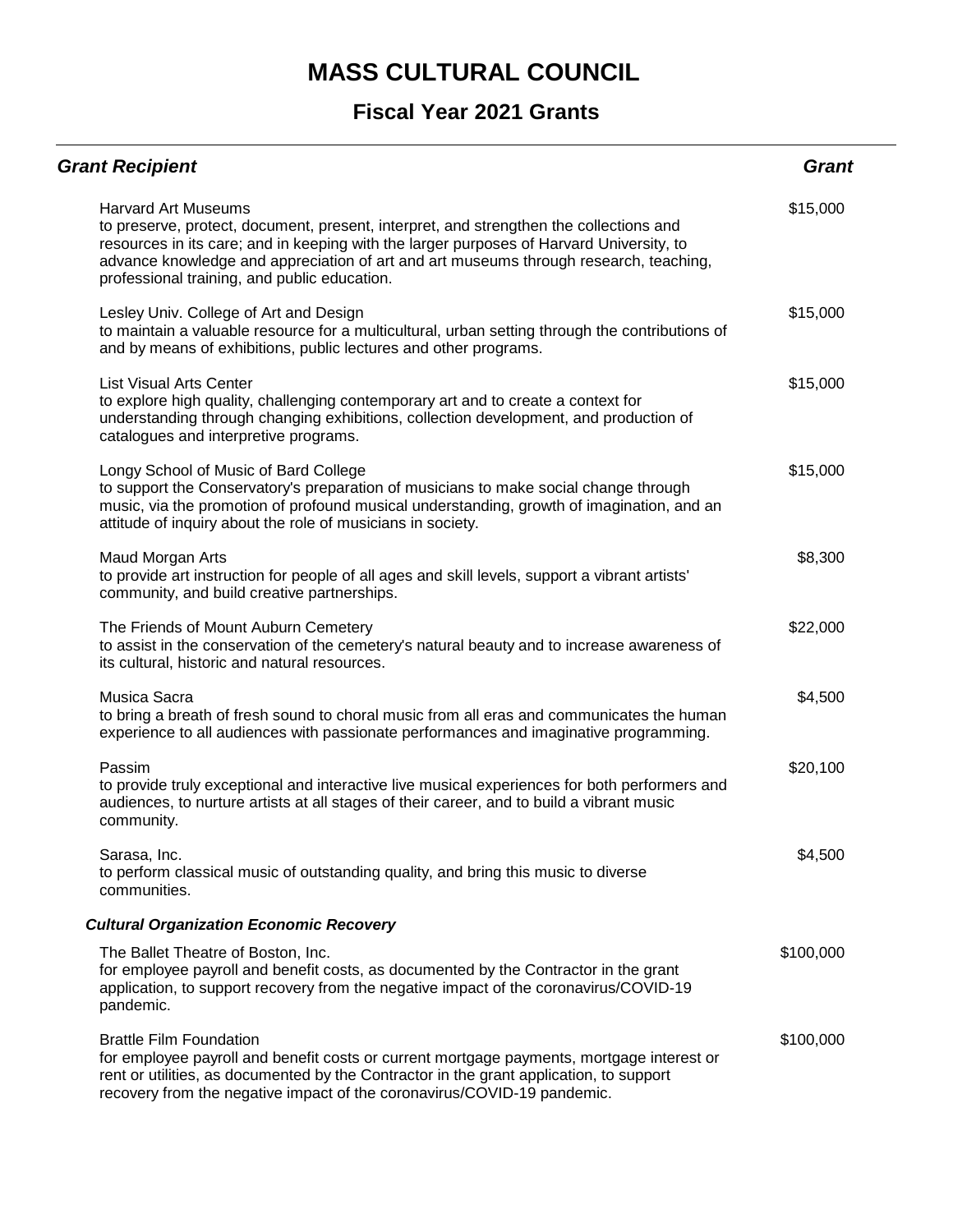# MASS CULTURAL COUNCIL

## Fiscal Year 2021 Grants

| ***Grant Recipient*** | ***Grant*** |
|---|---|
| Harvard Art Museums<br>to preserve, protect, document, present, interpret, and strengthen the collections and resources in its care; and in keeping with the larger purposes of Harvard University, to advance knowledge and appreciation of art and art museums through research, teaching, professional training, and public education. | $15,000 |
| Lesley Univ. College of Art and Design<br>to maintain a valuable resource for a multicultural, urban setting through the contributions of and by means of exhibitions, public lectures and other programs. | $15,000 |
| List Visual Arts Center<br>to explore high quality, challenging contemporary art and to create a context for understanding through changing exhibitions, collection development, and production of catalogues and interpretive programs. | $15,000 |
| Longy School of Music of Bard College<br>to support the Conservatory's preparation of musicians to make social change through music, via the promotion of profound musical understanding, growth of imagination, and an attitude of inquiry about the role of musicians in society. | $15,000 |
| Maud Morgan Arts<br>to provide art instruction for people of all ages and skill levels, support a vibrant artists' community, and build creative partnerships. | $8,300 |
| The Friends of Mount Auburn Cemetery<br>to assist in the conservation of the cemetery's natural beauty and to increase awareness of its cultural, historic and natural resources. | $22,000 |
| Musica Sacra<br>to bring a breath of fresh sound to choral music from all eras and communicates the human experience to all audiences with passionate performances and imaginative programming. | $4,500 |
| Passim<br>to provide truly exceptional and interactive live musical experiences for both performers and audiences, to nurture artists at all stages of their career, and to build a vibrant music community. | $20,100 |
| Sarasa, Inc.<br>to perform classical music of outstanding quality, and bring this music to diverse communities. | $4,500 |
| ***Cultural Organization Economic Recovery*** | |
| The Ballet Theatre of Boston, Inc.<br>for employee payroll and benefit costs, as documented by the Contractor in the grant application, to support recovery from the negative impact of the coronavirus/COVID-19 pandemic. | $100,000 |
| Brattle Film Foundation<br>for employee payroll and benefit costs or current mortgage payments, mortgage interest or rent or utilities, as documented by the Contractor in the grant application, to support recovery from the negative impact of the coronavirus/COVID-19 pandemic. | $100,000 |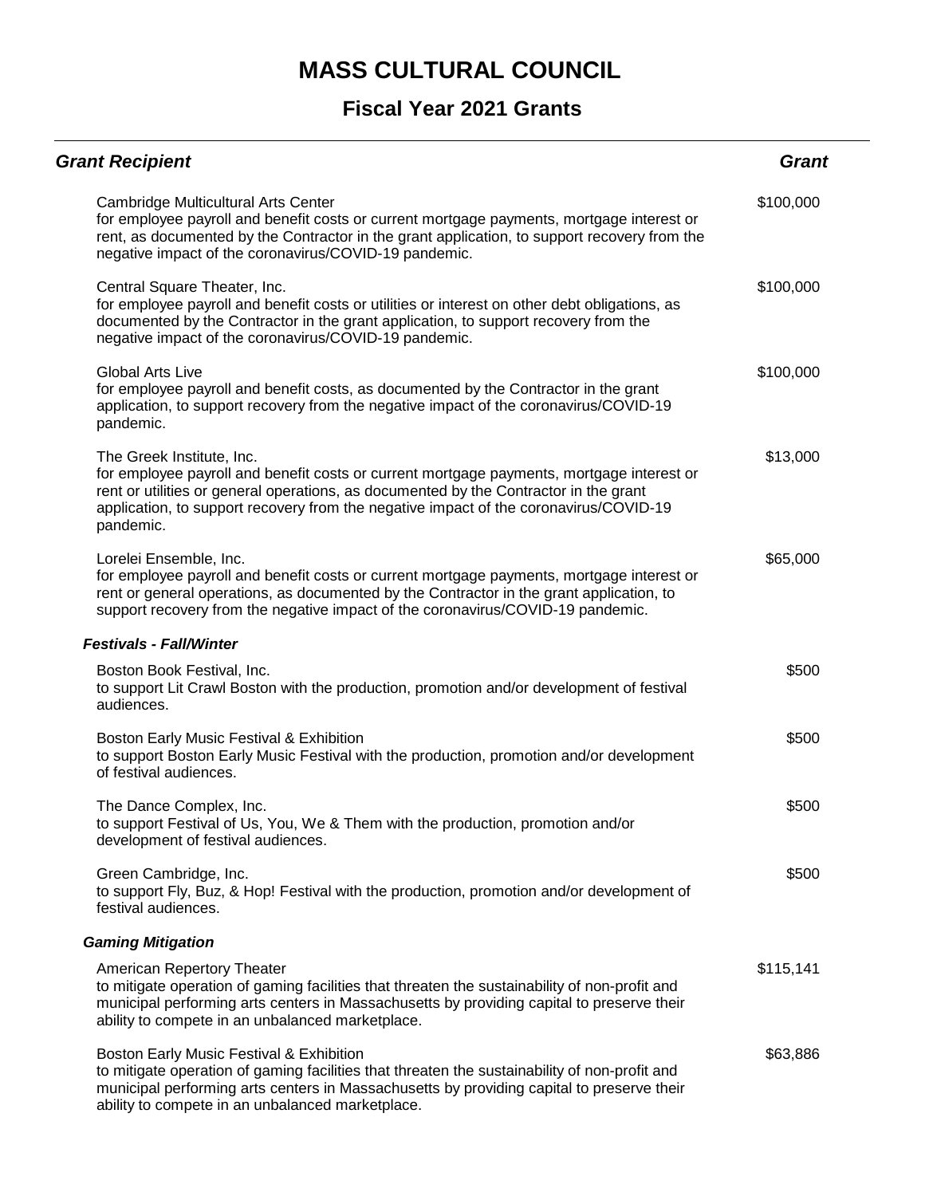# MASS CULTURAL COUNCIL

## Fiscal Year 2021 Grants

| Grant Recipient | Grant |
|---|---|
| Cambridge Multicultural Arts Center<br>for employee payroll and benefit costs or current mortgage payments, mortgage interest or rent, as documented by the Contractor in the grant application, to support recovery from the negative impact of the coronavirus/COVID-19 pandemic. | $100,000 |
| Central Square Theater, Inc.<br>for employee payroll and benefit costs or utilities or interest on other debt obligations, as documented by the Contractor in the grant application, to support recovery from the negative impact of the coronavirus/COVID-19 pandemic. | $100,000 |
| Global Arts Live<br>for employee payroll and benefit costs, as documented by the Contractor in the grant application, to support recovery from the negative impact of the coronavirus/COVID-19 pandemic. | $100,000 |
| The Greek Institute, Inc.<br>for employee payroll and benefit costs or current mortgage payments, mortgage interest or rent or utilities or general operations, as documented by the Contractor in the grant application, to support recovery from the negative impact of the coronavirus/COVID-19 pandemic. | $13,000 |
| Lorelei Ensemble, Inc.<br>for employee payroll and benefit costs or current mortgage payments, mortgage interest or rent or general operations, as documented by the Contractor in the grant application, to support recovery from the negative impact of the coronavirus/COVID-19 pandemic. | $65,000 |
| ***Festivals - Fall/Winter*** | |
| Boston Book Festival, Inc.<br>to support Lit Crawl Boston with the production, promotion and/or development of festival audiences. | $500 |
| Boston Early Music Festival & Exhibition<br>to support Boston Early Music Festival with the production, promotion and/or development of festival audiences. | $500 |
| The Dance Complex, Inc.<br>to support Festival of Us, You, We & Them with the production, promotion and/or development of festival audiences. | $500 |
| Green Cambridge, Inc.<br>to support Fly, Buz, & Hop! Festival with the production, promotion and/or development of festival audiences. | $500 |
| ***Gaming Mitigation*** | |
| American Repertory Theater<br>to mitigate operation of gaming facilities that threaten the sustainability of non-profit and municipal performing arts centers in Massachusetts by providing capital to preserve their ability to compete in an unbalanced marketplace. | $115,141 |
| Boston Early Music Festival & Exhibition<br>to mitigate operation of gaming facilities that threaten the sustainability of non-profit and municipal performing arts centers in Massachusetts by providing capital to preserve their ability to compete in an unbalanced marketplace. | $63,886 |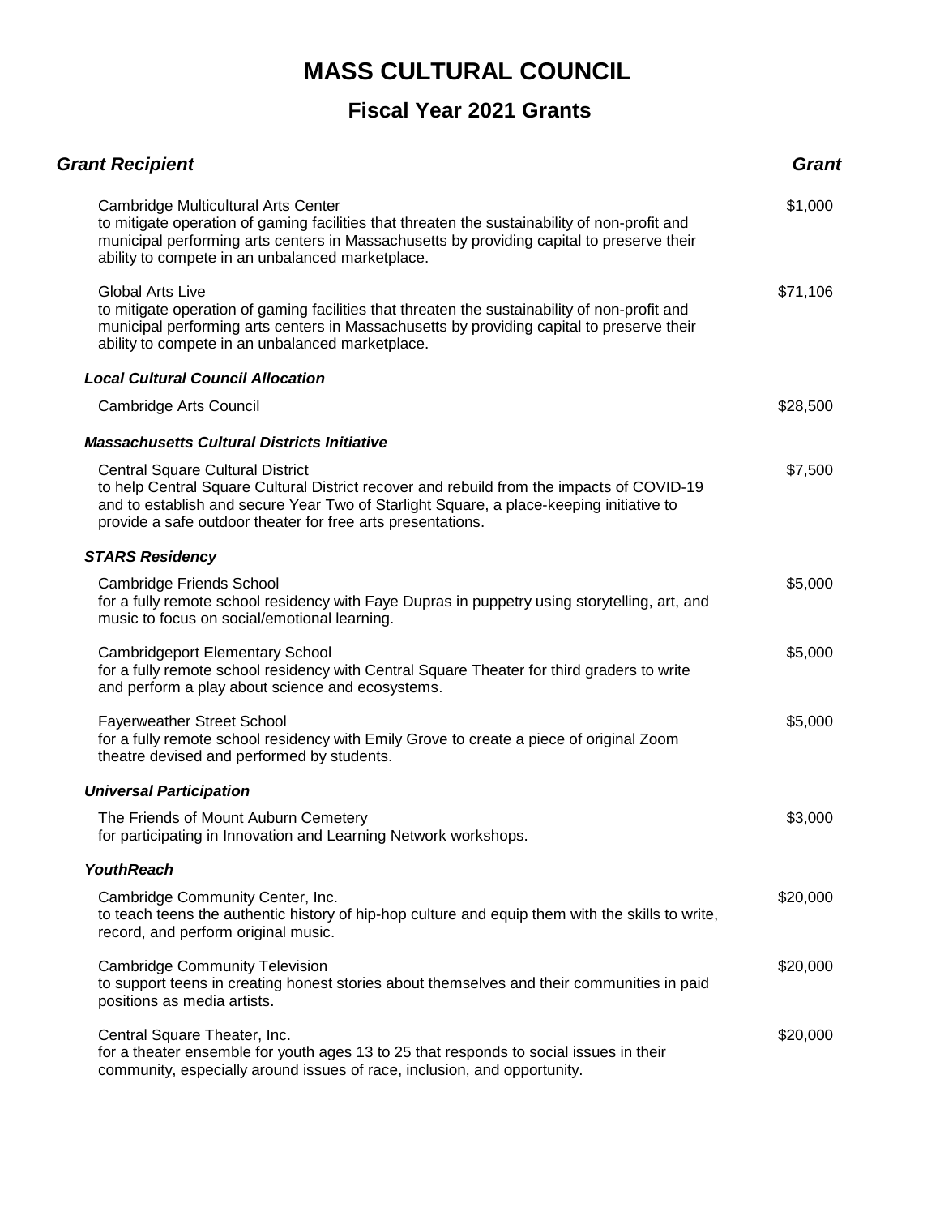# MASS CULTURAL COUNCIL

## Fiscal Year 2021 Grants

| *Grant Recipient* | *Grant* |
|---|---|
| Cambridge Multicultural Arts Center<br>to mitigate operation of gaming facilities that threaten the sustainability of non-profit and municipal performing arts centers in Massachusetts by providing capital to preserve their ability to compete in an unbalanced marketplace. | $1,000 |
| Global Arts Live<br>to mitigate operation of gaming facilities that threaten the sustainability of non-profit and municipal performing arts centers in Massachusetts by providing capital to preserve their ability to compete in an unbalanced marketplace. | $71,106 |
| ***Local Cultural Council Allocation*** | |
| Cambridge Arts Council | $28,500 |
| ***Massachusetts Cultural Districts Initiative*** | |
| Central Square Cultural District<br>to help Central Square Cultural District recover and rebuild from the impacts of COVID-19 and to establish and secure Year Two of Starlight Square, a place-keeping initiative to provide a safe outdoor theater for free arts presentations. | $7,500 |
| ***STARS Residency*** | |
| Cambridge Friends School<br>for a fully remote school residency with Faye Dupras in puppetry using storytelling, art, and music to focus on social/emotional learning. | $5,000 |
| Cambridgeport Elementary School<br>for a fully remote school residency with Central Square Theater for third graders to write and perform a play about science and ecosystems. | $5,000 |
| Fayerweather Street School<br>for a fully remote school residency with Emily Grove to create a piece of original Zoom theatre devised and performed by students. | $5,000 |
| ***Universal Participation*** | |
| The Friends of Mount Auburn Cemetery<br>for participating in Innovation and Learning Network workshops. | $3,000 |
| ***YouthReach*** | |
| Cambridge Community Center, Inc.<br>to teach teens the authentic history of hip-hop culture and equip them with the skills to write, record, and perform original music. | $20,000 |
| Cambridge Community Television<br>to support teens in creating honest stories about themselves and their communities in paid positions as media artists. | $20,000 |
| Central Square Theater, Inc.<br>for a theater ensemble for youth ages 13 to 25 that responds to social issues in their community, especially around issues of race, inclusion, and opportunity. | $20,000 |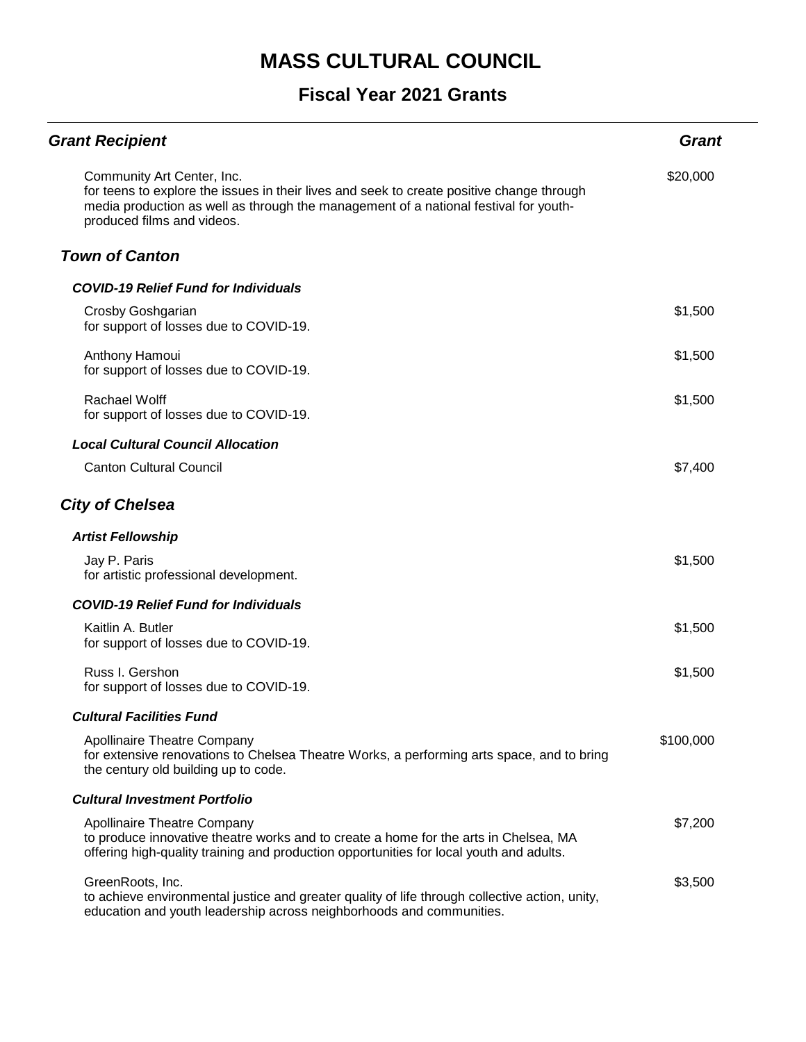# MASS CULTURAL COUNCIL

## Fiscal Year 2021 Grants

| Grant Recipient | Grant |
|---|---|
| Community Art Center, Inc.<br>for teens to explore the issues in their lives and seek to create positive change through media production as well as through the management of a national festival for youth-produced films and videos. | $20,000 |

### Town of Canton

#### COVID-19 Relief Fund for Individuals

| Grant Recipient | Grant |
|---|---|
| Crosby Goshgarian<br>for support of losses due to COVID-19. | $1,500 |
| Anthony Hamoui<br>for support of losses due to COVID-19. | $1,500 |
| Rachael Wolff<br>for support of losses due to COVID-19. | $1,500 |

#### Local Cultural Council Allocation

| Grant Recipient | Grant |
|---|---|
| Canton Cultural Council | $7,400 |

### City of Chelsea

#### Artist Fellowship

| Grant Recipient | Grant |
|---|---|
| Jay P. Paris<br>for artistic professional development. | $1,500 |

#### COVID-19 Relief Fund for Individuals

| Grant Recipient | Grant |
|---|---|
| Kaitlin A. Butler<br>for support of losses due to COVID-19. | $1,500 |
| Russ I. Gershon<br>for support of losses due to COVID-19. | $1,500 |

#### Cultural Facilities Fund

| Grant Recipient | Grant |
|---|---|
| Apollinaire Theatre Company<br>for extensive renovations to Chelsea Theatre Works, a performing arts space, and to bring the century old building up to code. | $100,000 |

#### Cultural Investment Portfolio

| Grant Recipient | Grant |
|---|---|
| Apollinaire Theatre Company<br>to produce innovative theatre works and to create a home for the arts in Chelsea, MA offering high-quality training and production opportunities for local youth and adults. | $7,200 |
| GreenRoots, Inc.<br>to achieve environmental justice and greater quality of life through collective action, unity, education and youth leadership across neighborhoods and communities. | $3,500 |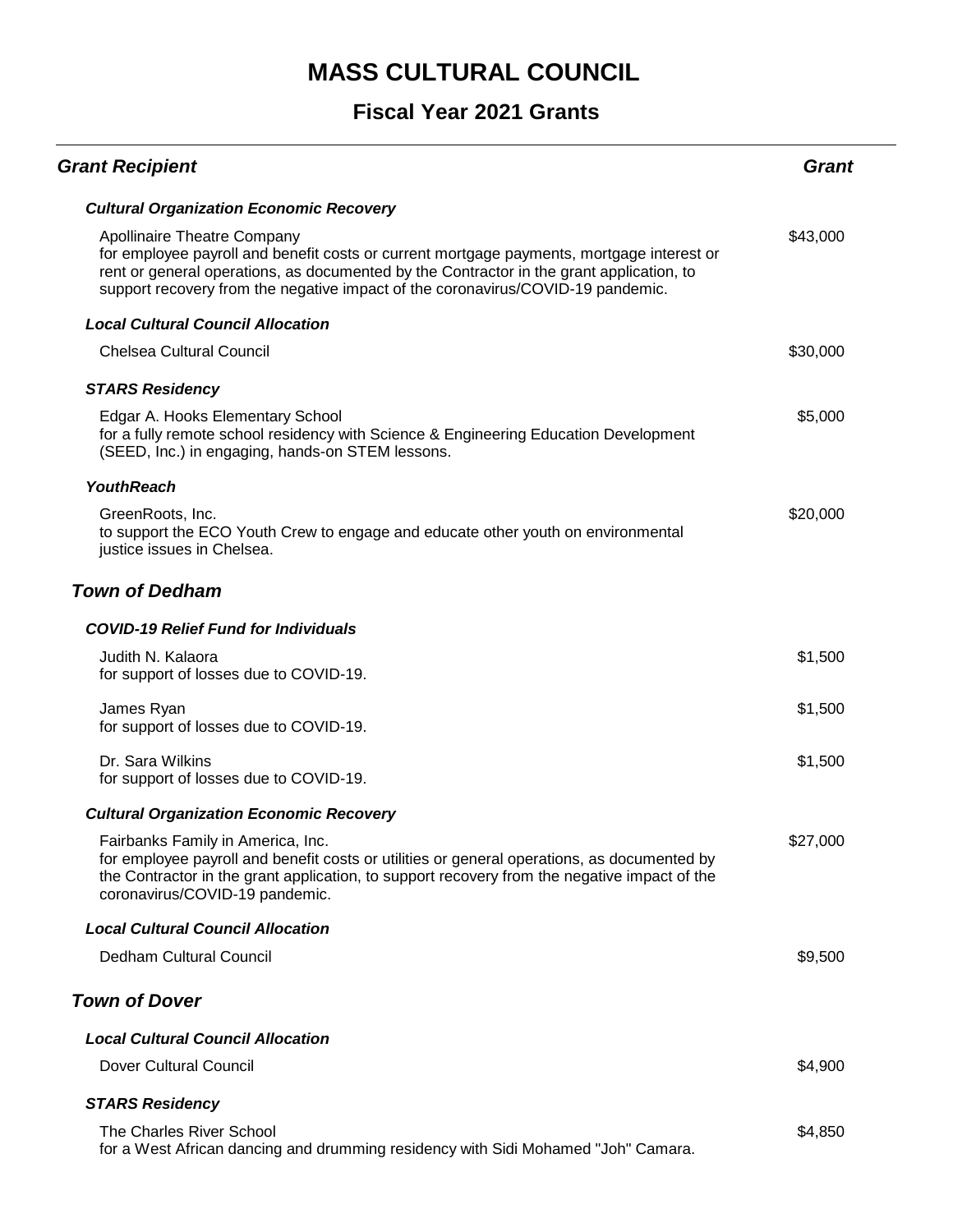# MASS CULTURAL COUNCIL

## Fiscal Year 2021 Grants

| *Grant Recipient* | *Grant* |
|---|---|
| ***Cultural Organization Economic Recovery*** | |
| Apollinaire Theatre Company<br>for employee payroll and benefit costs or current mortgage payments, mortgage interest or rent or general operations, as documented by the Contractor in the grant application, to support recovery from the negative impact of the coronavirus/COVID-19 pandemic. | $43,000 |
| ***Local Cultural Council Allocation*** | |
| Chelsea Cultural Council | $30,000 |
| ***STARS Residency*** | |
| Edgar A. Hooks Elementary School<br>for a fully remote school residency with Science & Engineering Education Development (SEED, Inc.) in engaging, hands-on STEM lessons. | $5,000 |
| ***YouthReach*** | |
| GreenRoots, Inc.<br>to support the ECO Youth Crew to engage and educate other youth on environmental justice issues in Chelsea. | $20,000 |

### *Town of Dedham*

| | |
|---|---|
| ***COVID-19 Relief Fund for Individuals*** | |
| Judith N. Kalaora<br>for support of losses due to COVID-19. | $1,500 |
| James Ryan<br>for support of losses due to COVID-19. | $1,500 |
| Dr. Sara Wilkins<br>for support of losses due to COVID-19. | $1,500 |
| ***Cultural Organization Economic Recovery*** | |
| Fairbanks Family in America, Inc.<br>for employee payroll and benefit costs or utilities or general operations, as documented by the Contractor in the grant application, to support recovery from the negative impact of the coronavirus/COVID-19 pandemic. | $27,000 |
| ***Local Cultural Council Allocation*** | |
| Dedham Cultural Council | $9,500 |

### *Town of Dover*

| | |
|---|---|
| ***Local Cultural Council Allocation*** | |
| Dover Cultural Council | $4,900 |
| ***STARS Residency*** | |
| The Charles River School<br>for a West African dancing and drumming residency with Sidi Mohamed "Joh" Camara. | $4,850 |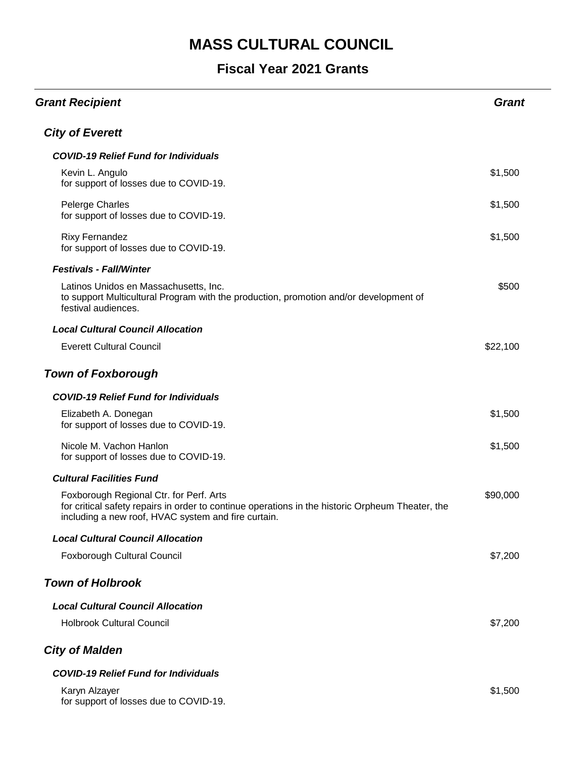# MASS CULTURAL COUNCIL

## Fiscal Year 2021 Grants

| *Grant Recipient* | *Grant* |
|---|---|
| ***City of Everett*** | |
| ***COVID-19 Relief Fund for Individuals*** | |
| Kevin L. Angulo<br>for support of losses due to COVID-19. | $1,500 |
| Pelerge Charles<br>for support of losses due to COVID-19. | $1,500 |
| Rixy Fernandez<br>for support of losses due to COVID-19. | $1,500 |
| ***Festivals - Fall/Winter*** | |
| Latinos Unidos en Massachusetts, Inc.<br>to support Multicultural Program with the production, promotion and/or development of festival audiences. | $500 |
| ***Local Cultural Council Allocation*** | |
| Everett Cultural Council | $22,100 |
| ***Town of Foxborough*** | |
| ***COVID-19 Relief Fund for Individuals*** | |
| Elizabeth A. Donegan<br>for support of losses due to COVID-19. | $1,500 |
| Nicole M. Vachon Hanlon<br>for support of losses due to COVID-19. | $1,500 |
| ***Cultural Facilities Fund*** | |
| Foxborough Regional Ctr. for Perf. Arts<br>for critical safety repairs in order to continue operations in the historic Orpheum Theater, the including a new roof, HVAC system and fire curtain. | $90,000 |
| ***Local Cultural Council Allocation*** | |
| Foxborough Cultural Council | $7,200 |
| ***Town of Holbrook*** | |
| ***Local Cultural Council Allocation*** | |
| Holbrook Cultural Council | $7,200 |
| ***City of Malden*** | |
| ***COVID-19 Relief Fund for Individuals*** | |
| Karyn Alzayer<br>for support of losses due to COVID-19. | $1,500 |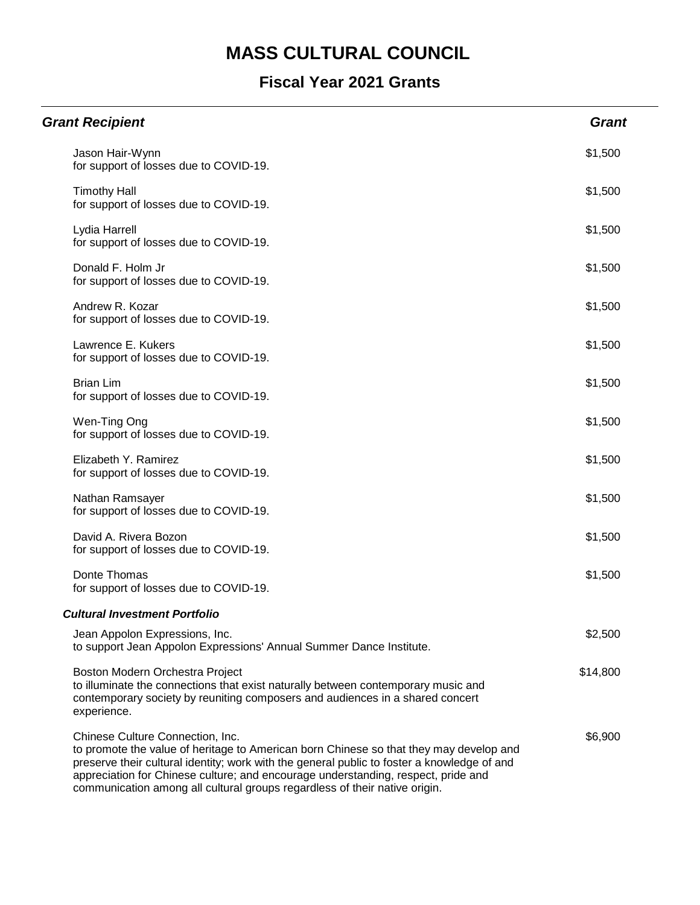# MASS CULTURAL COUNCIL

## Fiscal Year 2021 Grants

| Grant Recipient | Grant |
|---|---|
| Jason Hair-Wynn<br>for support of losses due to COVID-19. | $1,500 |
| Timothy Hall<br>for support of losses due to COVID-19. | $1,500 |
| Lydia Harrell<br>for support of losses due to COVID-19. | $1,500 |
| Donald F. Holm Jr<br>for support of losses due to COVID-19. | $1,500 |
| Andrew R. Kozar<br>for support of losses due to COVID-19. | $1,500 |
| Lawrence E. Kukers<br>for support of losses due to COVID-19. | $1,500 |
| Brian Lim<br>for support of losses due to COVID-19. | $1,500 |
| Wen-Ting Ong<br>for support of losses due to COVID-19. | $1,500 |
| Elizabeth Y. Ramirez<br>for support of losses due to COVID-19. | $1,500 |
| Nathan Ramsayer<br>for support of losses due to COVID-19. | $1,500 |
| David A. Rivera Bozon<br>for support of losses due to COVID-19. | $1,500 |
| Donte Thomas<br>for support of losses due to COVID-19. | $1,500 |
| ***Cultural Investment Portfolio*** | |
| Jean Appolon Expressions, Inc.<br>to support Jean Appolon Expressions' Annual Summer Dance Institute. | $2,500 |
| Boston Modern Orchestra Project<br>to illuminate the connections that exist naturally between contemporary music and contemporary society by reuniting composers and audiences in a shared concert experience. | $14,800 |
| Chinese Culture Connection, Inc.<br>to promote the value of heritage to American born Chinese so that they may develop and preserve their cultural identity; work with the general public to foster a knowledge of and appreciation for Chinese culture; and encourage understanding, respect, pride and communication among all cultural groups regardless of their native origin. | $6,900 |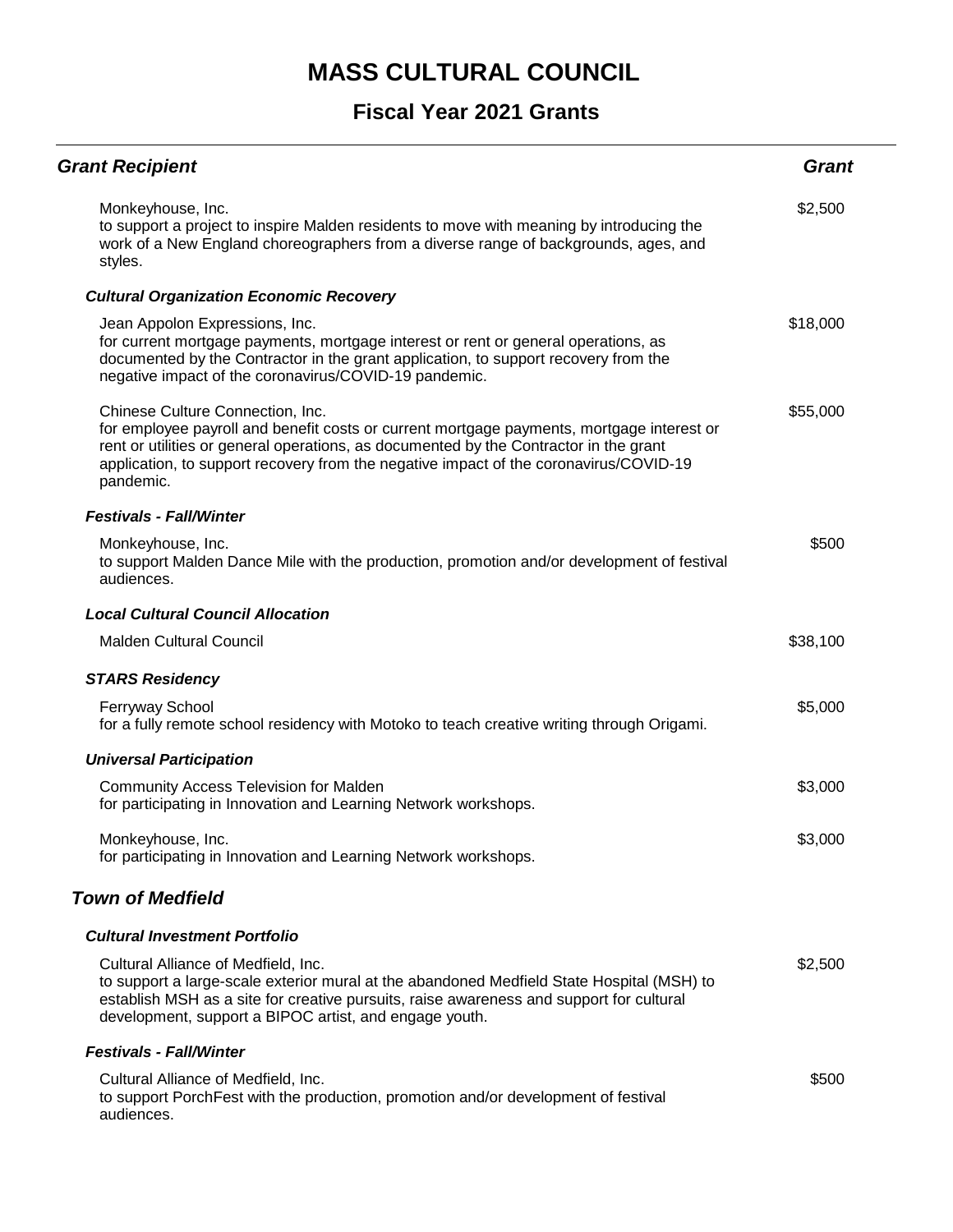# MASS CULTURAL COUNCIL

## Fiscal Year 2021 Grants

| Grant Recipient | Grant |
|---|---|
| Monkeyhouse, Inc.<br>to support a project to inspire Malden residents to move with meaning by introducing the work of a New England choreographers from a diverse range of backgrounds, ages, and styles. | $2,500 |
| ***Cultural Organization Economic Recovery*** | |
| Jean Appolon Expressions, Inc.<br>for current mortgage payments, mortgage interest or rent or general operations, as documented by the Contractor in the grant application, to support recovery from the negative impact of the coronavirus/COVID-19 pandemic. | $18,000 |
| Chinese Culture Connection, Inc.<br>for employee payroll and benefit costs or current mortgage payments, mortgage interest or rent or utilities or general operations, as documented by the Contractor in the grant application, to support recovery from the negative impact of the coronavirus/COVID-19 pandemic. | $55,000 |
| ***Festivals - Fall/Winter*** | |
| Monkeyhouse, Inc.<br>to support Malden Dance Mile with the production, promotion and/or development of festival audiences. | $500 |
| ***Local Cultural Council Allocation*** | |
| Malden Cultural Council | $38,100 |
| ***STARS Residency*** | |
| Ferryway School<br>for a fully remote school residency with Motoko to teach creative writing through Origami. | $5,000 |
| ***Universal Participation*** | |
| Community Access Television for Malden<br>for participating in Innovation and Learning Network workshops. | $3,000 |
| Monkeyhouse, Inc.<br>for participating in Innovation and Learning Network workshops. | $3,000 |

### *Town of Medfield*

| Grant Recipient | Grant |
|---|---|
| ***Cultural Investment Portfolio*** | |
| Cultural Alliance of Medfield, Inc.<br>to support a large-scale exterior mural at the abandoned Medfield State Hospital (MSH) to establish MSH as a site for creative pursuits, raise awareness and support for cultural development, support a BIPOC artist, and engage youth. | $2,500 |
| ***Festivals - Fall/Winter*** | |
| Cultural Alliance of Medfield, Inc.<br>to support PorchFest with the production, promotion and/or development of festival audiences. | $500 |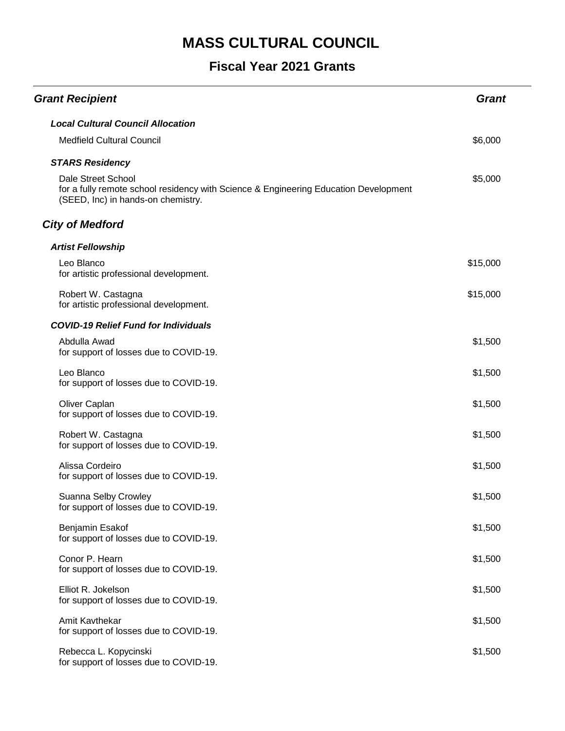# MASS CULTURAL COUNCIL

## Fiscal Year 2021 Grants

| Grant Recipient | Grant |
|---|---|
| ***Local Cultural Council Allocation*** | |
| Medfield Cultural Council | $6,000 |
| ***STARS Residency*** | |
| Dale Street School<br>for a fully remote school residency with Science & Engineering Education Development (SEED, Inc) in hands-on chemistry. | $5,000 |

### *City of Medford*

| Grant Recipient | Grant |
|---|---|
| ***Artist Fellowship*** | |
| Leo Blanco<br>for artistic professional development. | $15,000 |
| Robert W. Castagna<br>for artistic professional development. | $15,000 |
| ***COVID-19 Relief Fund for Individuals*** | |
| Abdulla Awad<br>for support of losses due to COVID-19. | $1,500 |
| Leo Blanco<br>for support of losses due to COVID-19. | $1,500 |
| Oliver Caplan<br>for support of losses due to COVID-19. | $1,500 |
| Robert W. Castagna<br>for support of losses due to COVID-19. | $1,500 |
| Alissa Cordeiro<br>for support of losses due to COVID-19. | $1,500 |
| Suanna Selby Crowley<br>for support of losses due to COVID-19. | $1,500 |
| Benjamin Esakof<br>for support of losses due to COVID-19. | $1,500 |
| Conor P. Hearn<br>for support of losses due to COVID-19. | $1,500 |
| Elliot R. Jokelson<br>for support of losses due to COVID-19. | $1,500 |
| Amit Kavthekar<br>for support of losses due to COVID-19. | $1,500 |
| Rebecca L. Kopycinski<br>for support of losses due to COVID-19. | $1,500 |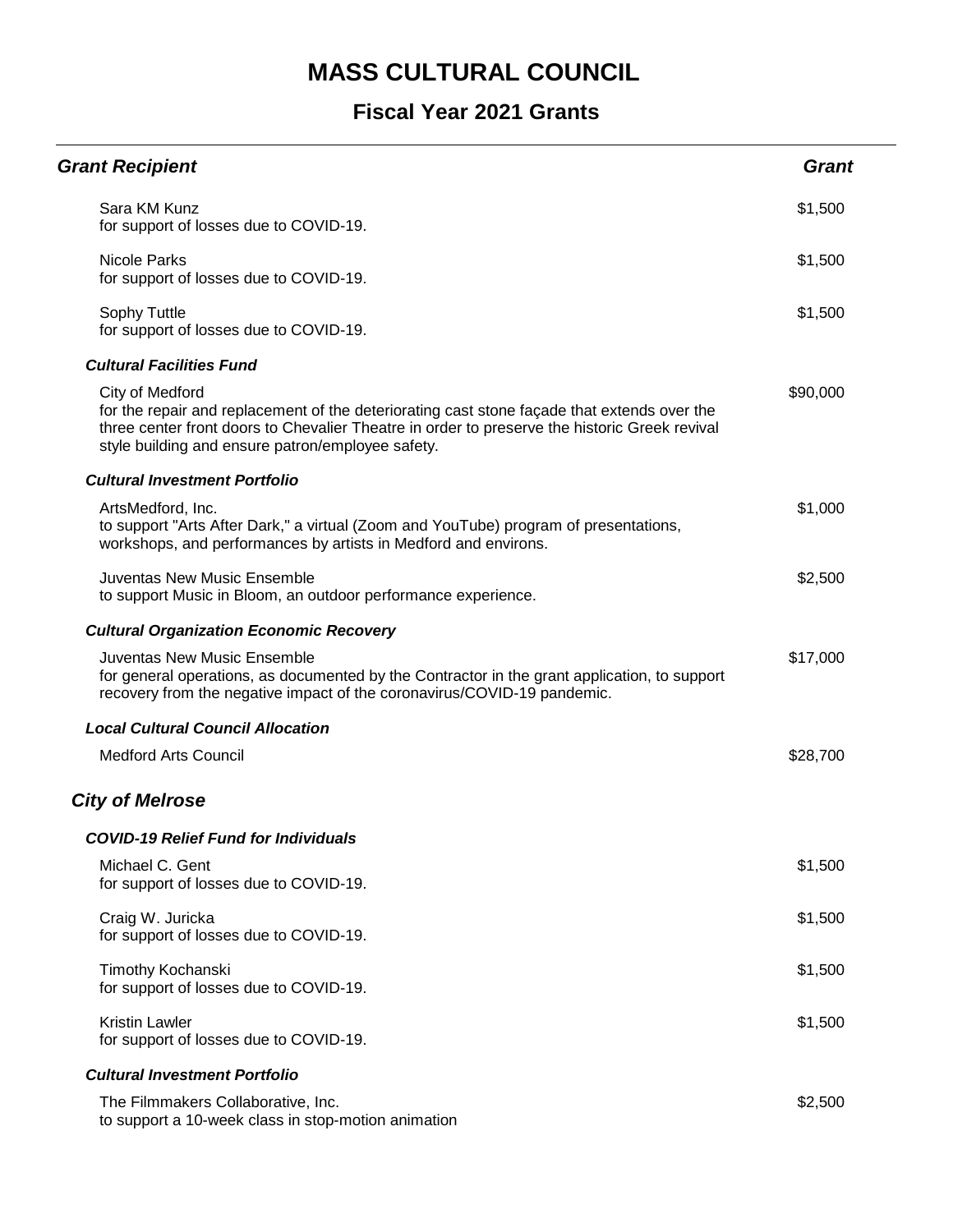# MASS CULTURAL COUNCIL

## Fiscal Year 2021 Grants

| *Grant Recipient* | *Grant* |
|---|---|
| Sara KM Kunz<br>for support of losses due to COVID-19. | $1,500 |
| Nicole Parks<br>for support of losses due to COVID-19. | $1,500 |
| Sophy Tuttle<br>for support of losses due to COVID-19. | $1,500 |
| ***Cultural Facilities Fund*** | |
| City of Medford<br>for the repair and replacement of the deteriorating cast stone façade that extends over the three center front doors to Chevalier Theatre in order to preserve the historic Greek revival style building and ensure patron/employee safety. | $90,000 |
| ***Cultural Investment Portfolio*** | |
| ArtsMedford, Inc.<br>to support "Arts After Dark," a virtual (Zoom and YouTube) program of presentations, workshops, and performances by artists in Medford and environs. | $1,000 |
| Juventas New Music Ensemble<br>to support Music in Bloom, an outdoor performance experience. | $2,500 |
| ***Cultural Organization Economic Recovery*** | |
| Juventas New Music Ensemble<br>for general operations, as documented by the Contractor in the grant application, to support recovery from the negative impact of the coronavirus/COVID-19 pandemic. | $17,000 |
| ***Local Cultural Council Allocation*** | |
| Medford Arts Council | $28,700 |

### *City of Melrose*

| *Grant Recipient* | *Grant* |
|---|---|
| ***COVID-19 Relief Fund for Individuals*** | |
| Michael C. Gent<br>for support of losses due to COVID-19. | $1,500 |
| Craig W. Juricka<br>for support of losses due to COVID-19. | $1,500 |
| Timothy Kochanski<br>for support of losses due to COVID-19. | $1,500 |
| Kristin Lawler<br>for support of losses due to COVID-19. | $1,500 |
| ***Cultural Investment Portfolio*** | |
| The Filmmakers Collaborative, Inc.<br>to support a 10-week class in stop-motion animation | $2,500 |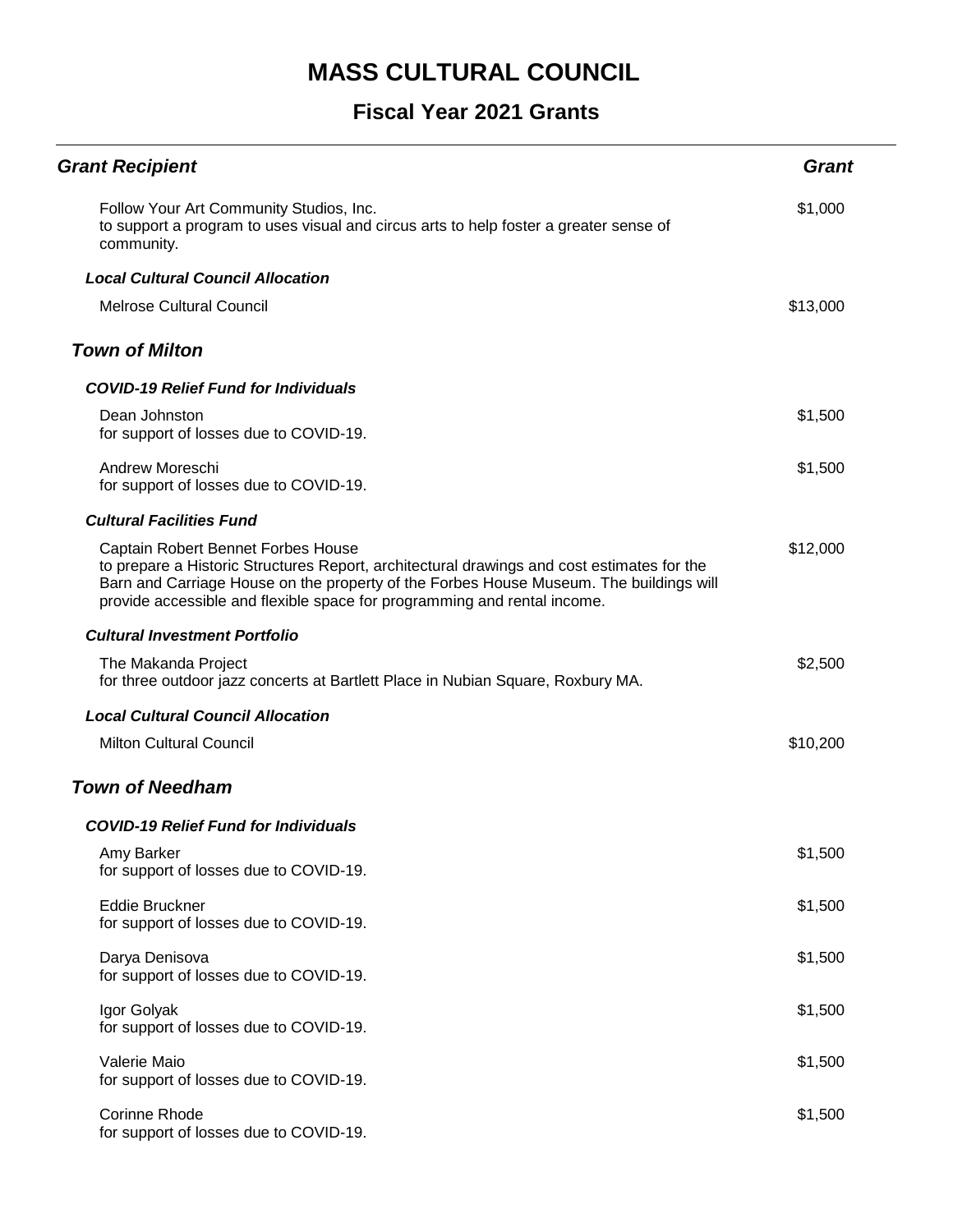# MASS CULTURAL COUNCIL

## Fiscal Year 2021 Grants

| Grant Recipient | Grant |
|---|---|
| Follow Your Art Community Studios, Inc.<br>to support a program to uses visual and circus arts to help foster a greater sense of community. | $1,000 |
| ***Local Cultural Council Allocation*** | |
| Melrose Cultural Council | $13,000 |
| ***Town of Milton*** | |
| ***COVID-19 Relief Fund for Individuals*** | |
| Dean Johnston<br>for support of losses due to COVID-19. | $1,500 |
| Andrew Moreschi<br>for support of losses due to COVID-19. | $1,500 |
| ***Cultural Facilities Fund*** | |
| Captain Robert Bennet Forbes House<br>to prepare a Historic Structures Report, architectural drawings and cost estimates for the Barn and Carriage House on the property of the Forbes House Museum. The buildings will provide accessible and flexible space for programming and rental income. | $12,000 |
| ***Cultural Investment Portfolio*** | |
| The Makanda Project<br>for three outdoor jazz concerts at Bartlett Place in Nubian Square, Roxbury MA. | $2,500 |
| ***Local Cultural Council Allocation*** | |
| Milton Cultural Council | $10,200 |
| ***Town of Needham*** | |
| ***COVID-19 Relief Fund for Individuals*** | |
| Amy Barker<br>for support of losses due to COVID-19. | $1,500 |
| Eddie Bruckner<br>for support of losses due to COVID-19. | $1,500 |
| Darya Denisova<br>for support of losses due to COVID-19. | $1,500 |
| Igor Golyak<br>for support of losses due to COVID-19. | $1,500 |
| Valerie Maio<br>for support of losses due to COVID-19. | $1,500 |
| Corinne Rhode<br>for support of losses due to COVID-19. | $1,500 |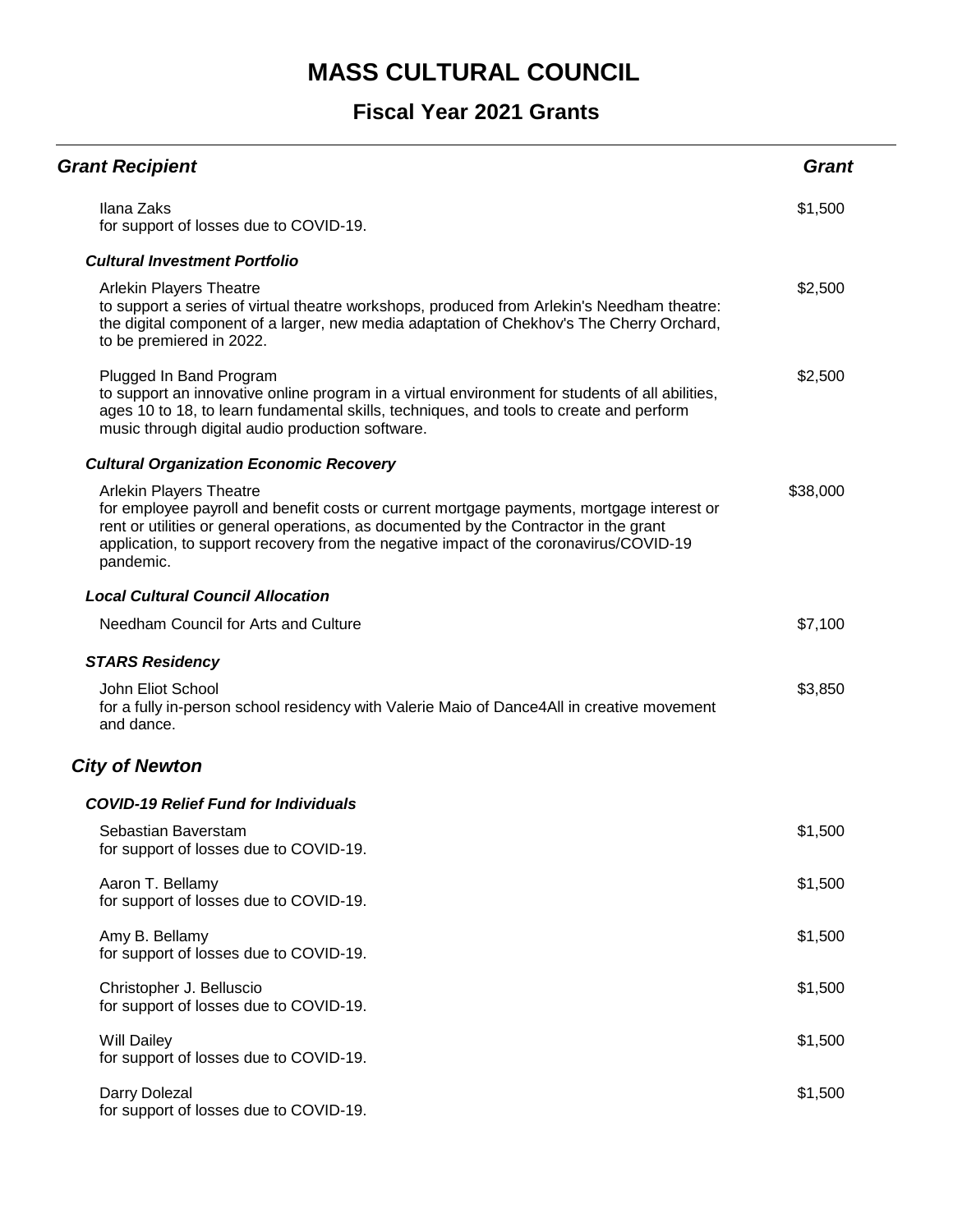# MASS CULTURAL COUNCIL

## Fiscal Year 2021 Grants

| Grant Recipient | Grant |
|---|---|
| Ilana Zaks<br>for support of losses due to COVID-19. | $1,500 |
| ***Cultural Investment Portfolio*** | |
| Arlekin Players Theatre<br>to support a series of virtual theatre workshops, produced from Arlekin's Needham theatre: the digital component of a larger, new media adaptation of Chekhov's The Cherry Orchard, to be premiered in 2022. | $2,500 |
| Plugged In Band Program<br>to support an innovative online program in a virtual environment for students of all abilities, ages 10 to 18, to learn fundamental skills, techniques, and tools to create and perform music through digital audio production software. | $2,500 |
| ***Cultural Organization Economic Recovery*** | |
| Arlekin Players Theatre<br>for employee payroll and benefit costs or current mortgage payments, mortgage interest or rent or utilities or general operations, as documented by the Contractor in the grant application, to support recovery from the negative impact of the coronavirus/COVID-19 pandemic. | $38,000 |
| ***Local Cultural Council Allocation*** | |
| Needham Council for Arts and Culture | $7,100 |
| ***STARS Residency*** | |
| John Eliot School<br>for a fully in-person school residency with Valerie Maio of Dance4All in creative movement and dance. | $3,850 |

### *City of Newton*

| Grant Recipient | Grant |
|---|---|
| ***COVID-19 Relief Fund for Individuals*** | |
| Sebastian Baverstam<br>for support of losses due to COVID-19. | $1,500 |
| Aaron T. Bellamy<br>for support of losses due to COVID-19. | $1,500 |
| Amy B. Bellamy<br>for support of losses due to COVID-19. | $1,500 |
| Christopher J. Belluscio<br>for support of losses due to COVID-19. | $1,500 |
| Will Dailey<br>for support of losses due to COVID-19. | $1,500 |
| Darry Dolezal<br>for support of losses due to COVID-19. | $1,500 |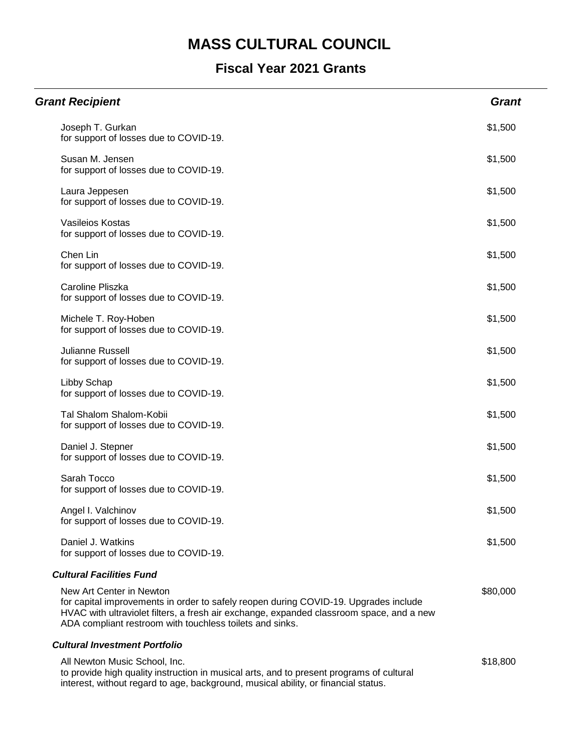# MASS CULTURAL COUNCIL

## Fiscal Year 2021 Grants

| *Grant Recipient* | *Grant* |
|---|---|
| Joseph T. Gurkan<br>for support of losses due to COVID-19. | $1,500 |
| Susan M. Jensen<br>for support of losses due to COVID-19. | $1,500 |
| Laura Jeppesen<br>for support of losses due to COVID-19. | $1,500 |
| Vasileios Kostas<br>for support of losses due to COVID-19. | $1,500 |
| Chen Lin<br>for support of losses due to COVID-19. | $1,500 |
| Caroline Pliszka<br>for support of losses due to COVID-19. | $1,500 |
| Michele T. Roy-Hoben<br>for support of losses due to COVID-19. | $1,500 |
| Julianne Russell<br>for support of losses due to COVID-19. | $1,500 |
| Libby Schap<br>for support of losses due to COVID-19. | $1,500 |
| Tal Shalom Shalom-Kobii<br>for support of losses due to COVID-19. | $1,500 |
| Daniel J. Stepner<br>for support of losses due to COVID-19. | $1,500 |
| Sarah Tocco<br>for support of losses due to COVID-19. | $1,500 |
| Angel I. Valchinov<br>for support of losses due to COVID-19. | $1,500 |
| Daniel J. Watkins<br>for support of losses due to COVID-19. | $1,500 |
| ***Cultural Facilities Fund*** | |
| New Art Center in Newton<br>for capital improvements in order to safely reopen during COVID-19. Upgrades include HVAC with ultraviolet filters, a fresh air exchange, expanded classroom space, and a new ADA compliant restroom with touchless toilets and sinks. | $80,000 |
| ***Cultural Investment Portfolio*** | |
| All Newton Music School, Inc.<br>to provide high quality instruction in musical arts, and to present programs of cultural interest, without regard to age, background, musical ability, or financial status. | $18,800 |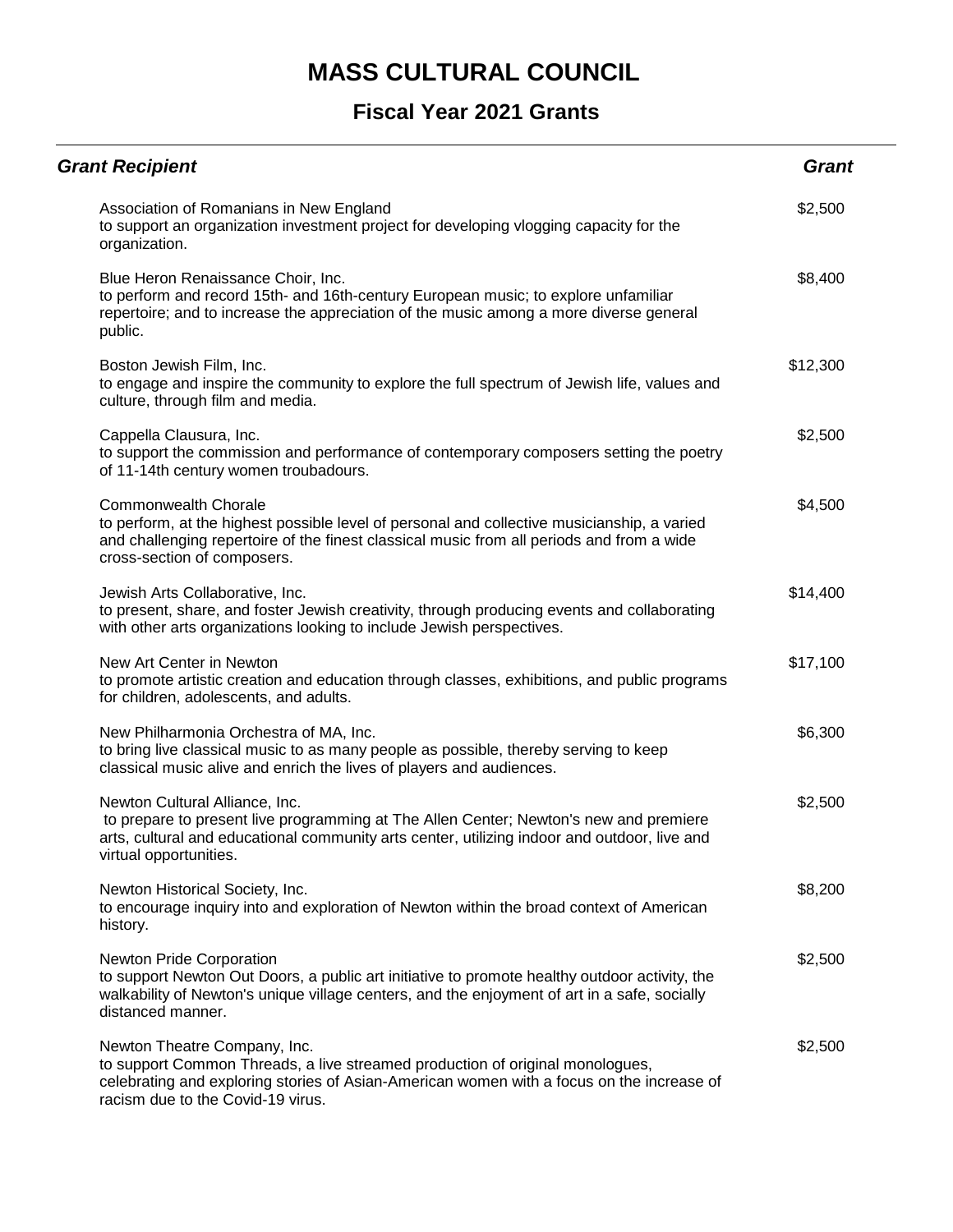# MASS CULTURAL COUNCIL

## Fiscal Year 2021 Grants

| *Grant Recipient* | *Grant* |
| --- | --- |
| Association of Romanians in New England<br>to support an organization investment project for developing vlogging capacity for the organization. | $2,500 |
| Blue Heron Renaissance Choir, Inc.<br>to perform and record 15th- and 16th-century European music; to explore unfamiliar repertoire; and to increase the appreciation of the music among a more diverse general public. | $8,400 |
| Boston Jewish Film, Inc.<br>to engage and inspire the community to explore the full spectrum of Jewish life, values and culture, through film and media. | $12,300 |
| Cappella Clausura, Inc.<br>to support the commission and performance of contemporary composers setting the poetry of 11-14th century women troubadours. | $2,500 |
| Commonwealth Chorale<br>to perform, at the highest possible level of personal and collective musicianship, a varied and challenging repertoire of the finest classical music from all periods and from a wide cross-section of composers. | $4,500 |
| Jewish Arts Collaborative, Inc.<br>to present, share, and foster Jewish creativity, through producing events and collaborating with other arts organizations looking to include Jewish perspectives. | $14,400 |
| New Art Center in Newton<br>to promote artistic creation and education through classes, exhibitions, and public programs for children, adolescents, and adults. | $17,100 |
| New Philharmonia Orchestra of MA, Inc.<br>to bring live classical music to as many people as possible, thereby serving to keep classical music alive and enrich the lives of players and audiences. | $6,300 |
| Newton Cultural Alliance, Inc.<br>to prepare to present live programming at The Allen Center; Newton's new and premiere arts, cultural and educational community arts center, utilizing indoor and outdoor, live and virtual opportunities. | $2,500 |
| Newton Historical Society, Inc.<br>to encourage inquiry into and exploration of Newton within the broad context of American history. | $8,200 |
| Newton Pride Corporation<br>to support Newton Out Doors, a public art initiative to promote healthy outdoor activity, the walkability of Newton's unique village centers, and the enjoyment of art in a safe, socially distanced manner. | $2,500 |
| Newton Theatre Company, Inc.<br>to support Common Threads, a live streamed production of original monologues, celebrating and exploring stories of Asian-American women with a focus on the increase of racism due to the Covid-19 virus. | $2,500 |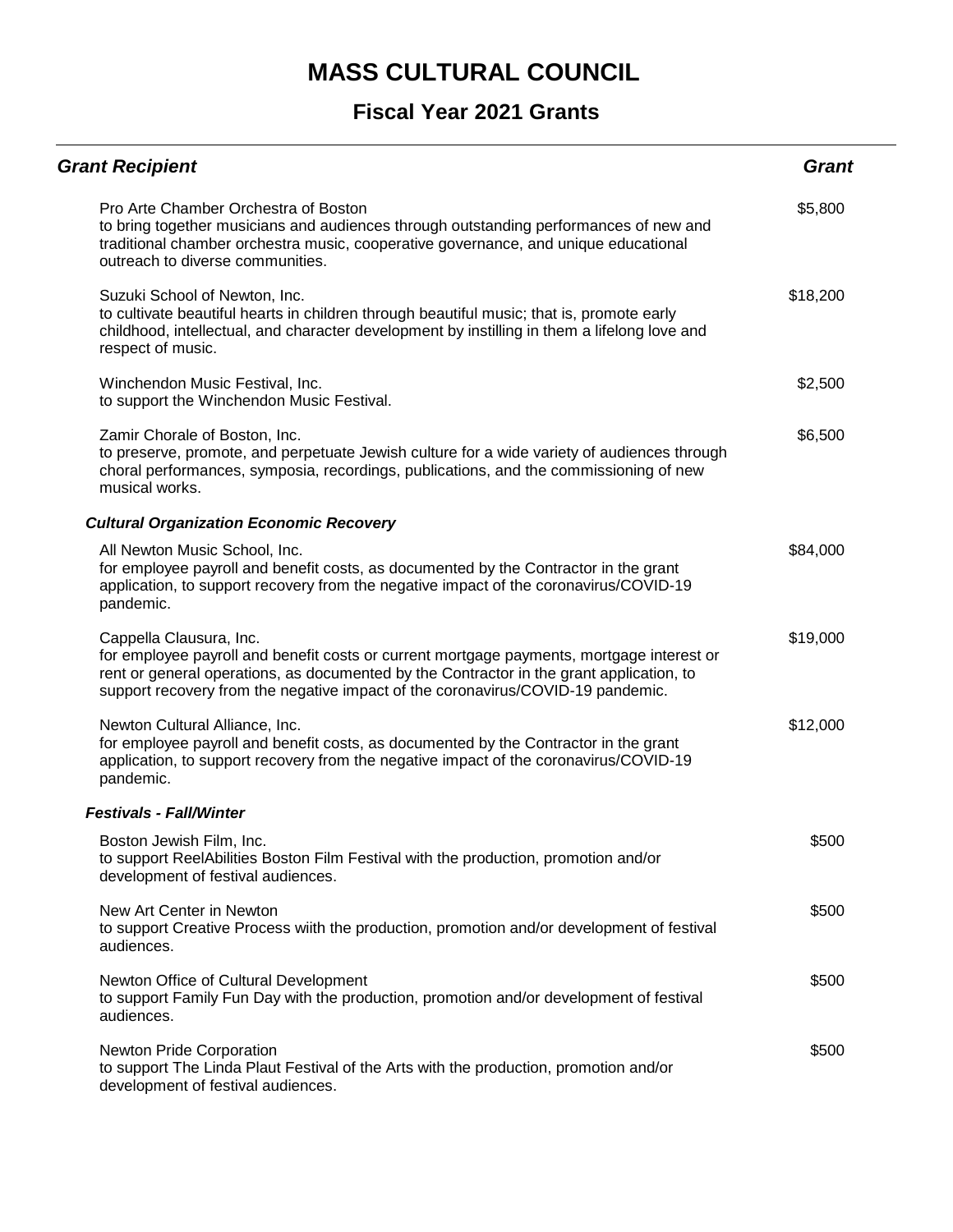# MASS CULTURAL COUNCIL

## Fiscal Year 2021 Grants

| *Grant Recipient* | *Grant* |
|---|---|
| Pro Arte Chamber Orchestra of Boston<br>to bring together musicians and audiences through outstanding performances of new and traditional chamber orchestra music, cooperative governance, and unique educational outreach to diverse communities. | $5,800 |
| Suzuki School of Newton, Inc.<br>to cultivate beautiful hearts in children through beautiful music; that is, promote early childhood, intellectual, and character development by instilling in them a lifelong love and respect of music. | $18,200 |
| Winchendon Music Festival, Inc.<br>to support the Winchendon Music Festival. | $2,500 |
| Zamir Chorale of Boston, Inc.<br>to preserve, promote, and perpetuate Jewish culture for a wide variety of audiences through choral performances, symposia, recordings, publications, and the commissioning of new musical works. | $6,500 |
| ***Cultural Organization Economic Recovery*** | |
| All Newton Music School, Inc.<br>for employee payroll and benefit costs, as documented by the Contractor in the grant application, to support recovery from the negative impact of the coronavirus/COVID-19 pandemic. | $84,000 |
| Cappella Clausura, Inc.<br>for employee payroll and benefit costs or current mortgage payments, mortgage interest or rent or general operations, as documented by the Contractor in the grant application, to support recovery from the negative impact of the coronavirus/COVID-19 pandemic. | $19,000 |
| Newton Cultural Alliance, Inc.<br>for employee payroll and benefit costs, as documented by the Contractor in the grant application, to support recovery from the negative impact of the coronavirus/COVID-19 pandemic. | $12,000 |
| ***Festivals - Fall/Winter*** | |
| Boston Jewish Film, Inc.<br>to support ReelAbilities Boston Film Festival with the production, promotion and/or development of festival audiences. | $500 |
| New Art Center in Newton<br>to support Creative Process wiith the production, promotion and/or development of festival audiences. | $500 |
| Newton Office of Cultural Development<br>to support Family Fun Day with the production, promotion and/or development of festival audiences. | $500 |
| Newton Pride Corporation<br>to support The Linda Plaut Festival of the Arts with the production, promotion and/or development of festival audiences. | $500 |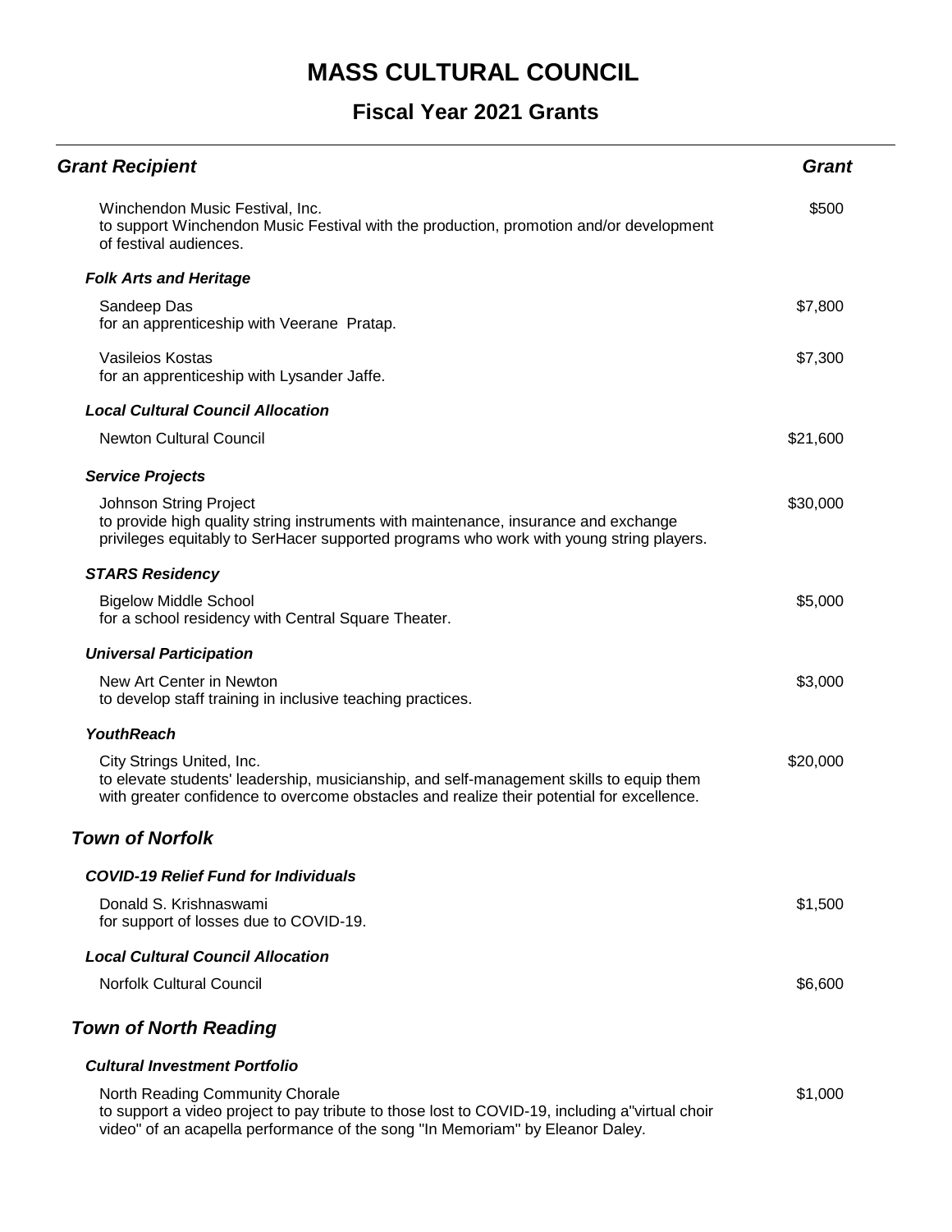# MASS CULTURAL COUNCIL

## Fiscal Year 2021 Grants

| *Grant Recipient* | *Grant* |
|---|---|
| Winchendon Music Festival, Inc.<br>to support Winchendon Music Festival with the production, promotion and/or development of festival audiences. | $500 |
| ***Folk Arts and Heritage*** | |
| Sandeep Das<br>for an apprenticeship with Veerane Pratap. | $7,800 |
| Vasileios Kostas<br>for an apprenticeship with Lysander Jaffe. | $7,300 |
| ***Local Cultural Council Allocation*** | |
| Newton Cultural Council | $21,600 |
| ***Service Projects*** | |
| Johnson String Project<br>to provide high quality string instruments with maintenance, insurance and exchange privileges equitably to SerHacer supported programs who work with young string players. | $30,000 |
| ***STARS Residency*** | |
| Bigelow Middle School<br>for a school residency with Central Square Theater. | $5,000 |
| ***Universal Participation*** | |
| New Art Center in Newton<br>to develop staff training in inclusive teaching practices. | $3,000 |
| ***YouthReach*** | |
| City Strings United, Inc.<br>to elevate students' leadership, musicianship, and self-management skills to equip them with greater confidence to overcome obstacles and realize their potential for excellence. | $20,000 |

### *Town of Norfolk*

| | |
|---|---|
| ***COVID-19 Relief Fund for Individuals*** | |
| Donald S. Krishnaswami<br>for support of losses due to COVID-19. | $1,500 |
| ***Local Cultural Council Allocation*** | |
| Norfolk Cultural Council | $6,600 |

### *Town of North Reading*

| | |
|---|---|
| ***Cultural Investment Portfolio*** | |
| North Reading Community Chorale<br>to support a video project to pay tribute to those lost to COVID-19, including a"virtual choir video" of an acapella performance of the song "In Memoriam" by Eleanor Daley. | $1,000 |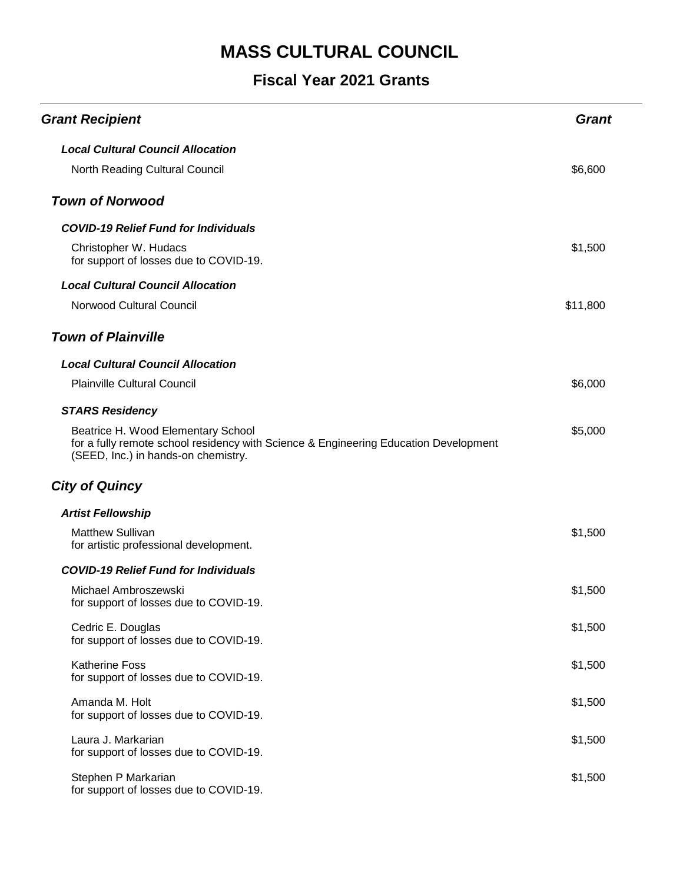# MASS CULTURAL COUNCIL

## Fiscal Year 2021 Grants

| *Grant Recipient* | *Grant* |
|---|---|
| ***Local Cultural Council Allocation*** | |
| North Reading Cultural Council | $6,600 |
| ***Town of Norwood*** | |
| ***COVID-19 Relief Fund for Individuals*** | |
| Christopher W. Hudacs<br>for support of losses due to COVID-19. | $1,500 |
| ***Local Cultural Council Allocation*** | |
| Norwood Cultural Council | $11,800 |
| ***Town of Plainville*** | |
| ***Local Cultural Council Allocation*** | |
| Plainville Cultural Council | $6,000 |
| ***STARS Residency*** | |
| Beatrice H. Wood Elementary School<br>for a fully remote school residency with Science & Engineering Education Development (SEED, Inc.) in hands-on chemistry. | $5,000 |
| ***City of Quincy*** | |
| ***Artist Fellowship*** | |
| Matthew Sullivan<br>for artistic professional development. | $1,500 |
| ***COVID-19 Relief Fund for Individuals*** | |
| Michael Ambroszewski<br>for support of losses due to COVID-19. | $1,500 |
| Cedric E. Douglas<br>for support of losses due to COVID-19. | $1,500 |
| Katherine Foss<br>for support of losses due to COVID-19. | $1,500 |
| Amanda M. Holt<br>for support of losses due to COVID-19. | $1,500 |
| Laura J. Markarian<br>for support of losses due to COVID-19. | $1,500 |
| Stephen P Markarian<br>for support of losses due to COVID-19. | $1,500 |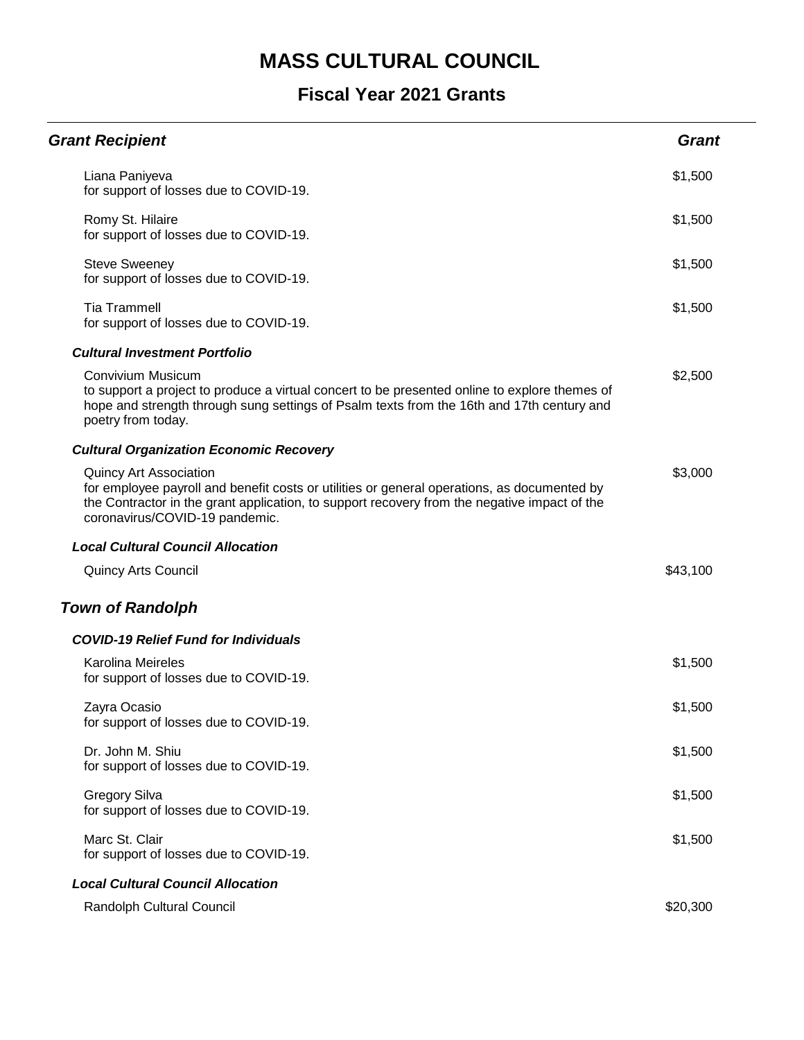# MASS CULTURAL COUNCIL

## Fiscal Year 2021 Grants

| Grant Recipient | Grant |
|---|---|
| Liana Paniyeva<br>for support of losses due to COVID-19. | $1,500 |
| Romy St. Hilaire<br>for support of losses due to COVID-19. | $1,500 |
| Steve Sweeney<br>for support of losses due to COVID-19. | $1,500 |
| Tia Trammell<br>for support of losses due to COVID-19. | $1,500 |
| ***Cultural Investment Portfolio*** | |
| Convivium Musicum<br>to support a project to produce a virtual concert to be presented online to explore themes of hope and strength through sung settings of Psalm texts from the 16th and 17th century and poetry from today. | $2,500 |
| ***Cultural Organization Economic Recovery*** | |
| Quincy Art Association<br>for employee payroll and benefit costs or utilities or general operations, as documented by the Contractor in the grant application, to support recovery from the negative impact of the coronavirus/COVID-19 pandemic. | $3,000 |
| ***Local Cultural Council Allocation*** | |
| Quincy Arts Council | $43,100 |

### *Town of Randolph*

| Grant Recipient | Grant |
|---|---|
| ***COVID-19 Relief Fund for Individuals*** | |
| Karolina Meireles<br>for support of losses due to COVID-19. | $1,500 |
| Zayra Ocasio<br>for support of losses due to COVID-19. | $1,500 |
| Dr. John M. Shiu<br>for support of losses due to COVID-19. | $1,500 |
| Gregory Silva<br>for support of losses due to COVID-19. | $1,500 |
| Marc St. Clair<br>for support of losses due to COVID-19. | $1,500 |
| ***Local Cultural Council Allocation*** | |
| Randolph Cultural Council | $20,300 |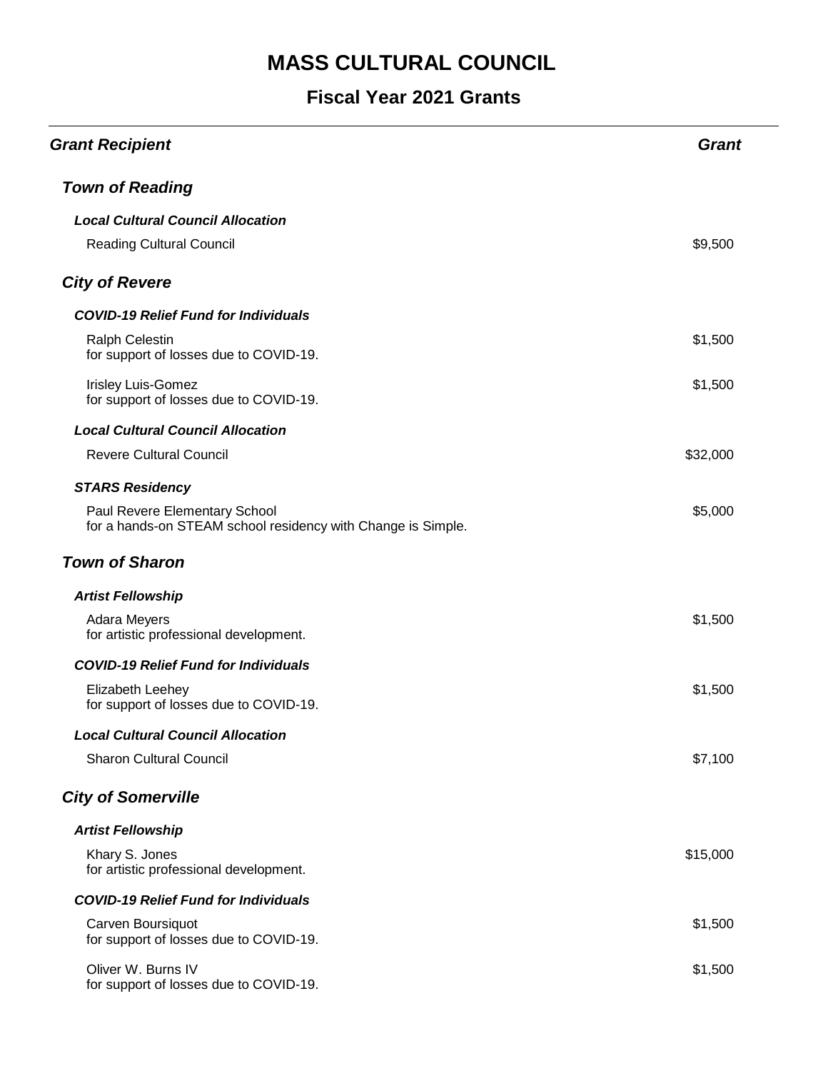# MASS CULTURAL COUNCIL

## Fiscal Year 2021 Grants

| Grant Recipient | Grant |
|---|---|
| ***Town of Reading*** | |
| ***Local Cultural Council Allocation*** | |
| Reading Cultural Council | $9,500 |
| ***City of Revere*** | |
| ***COVID-19 Relief Fund for Individuals*** | |
| Ralph Celestin<br>for support of losses due to COVID-19. | $1,500 |
| Irisley Luis-Gomez<br>for support of losses due to COVID-19. | $1,500 |
| ***Local Cultural Council Allocation*** | |
| Revere Cultural Council | $32,000 |
| ***STARS Residency*** | |
| Paul Revere Elementary School<br>for a hands-on STEAM school residency with Change is Simple. | $5,000 |
| ***Town of Sharon*** | |
| ***Artist Fellowship*** | |
| Adara Meyers<br>for artistic professional development. | $1,500 |
| ***COVID-19 Relief Fund for Individuals*** | |
| Elizabeth Leehey<br>for support of losses due to COVID-19. | $1,500 |
| ***Local Cultural Council Allocation*** | |
| Sharon Cultural Council | $7,100 |
| ***City of Somerville*** | |
| ***Artist Fellowship*** | |
| Khary S. Jones<br>for artistic professional development. | $15,000 |
| ***COVID-19 Relief Fund for Individuals*** | |
| Carven Boursiquot<br>for support of losses due to COVID-19. | $1,500 |
| Oliver W. Burns IV<br>for support of losses due to COVID-19. | $1,500 |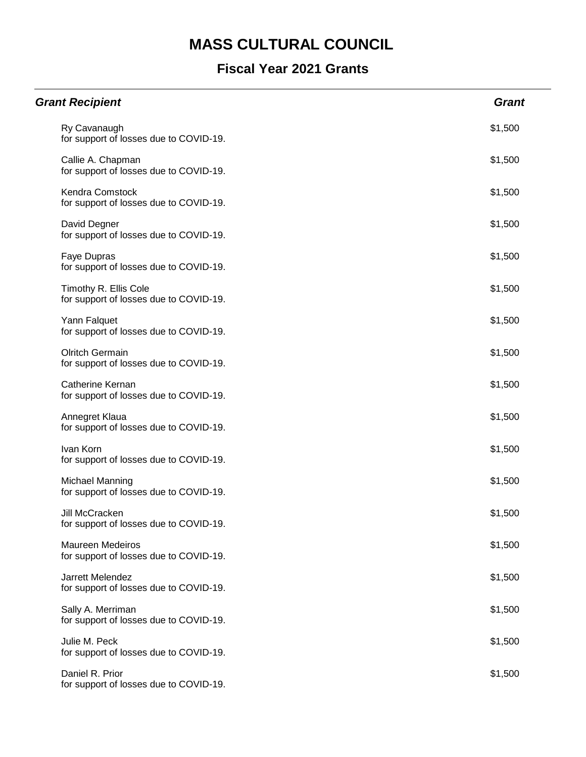# MASS CULTURAL COUNCIL

## Fiscal Year 2021 Grants

| *Grant Recipient* | *Grant* |
|---|---|
| Ry Cavanaugh<br>for support of losses due to COVID-19. | $1,500 |
| Callie A. Chapman<br>for support of losses due to COVID-19. | $1,500 |
| Kendra Comstock<br>for support of losses due to COVID-19. | $1,500 |
| David Degner<br>for support of losses due to COVID-19. | $1,500 |
| Faye Dupras<br>for support of losses due to COVID-19. | $1,500 |
| Timothy R. Ellis Cole<br>for support of losses due to COVID-19. | $1,500 |
| Yann Falquet<br>for support of losses due to COVID-19. | $1,500 |
| Olritch Germain<br>for support of losses due to COVID-19. | $1,500 |
| Catherine Kernan<br>for support of losses due to COVID-19. | $1,500 |
| Annegret Klaua<br>for support of losses due to COVID-19. | $1,500 |
| Ivan Korn<br>for support of losses due to COVID-19. | $1,500 |
| Michael Manning<br>for support of losses due to COVID-19. | $1,500 |
| Jill McCracken<br>for support of losses due to COVID-19. | $1,500 |
| Maureen Medeiros<br>for support of losses due to COVID-19. | $1,500 |
| Jarrett Melendez<br>for support of losses due to COVID-19. | $1,500 |
| Sally A. Merriman<br>for support of losses due to COVID-19. | $1,500 |
| Julie M. Peck<br>for support of losses due to COVID-19. | $1,500 |
| Daniel R. Prior<br>for support of losses due to COVID-19. | $1,500 |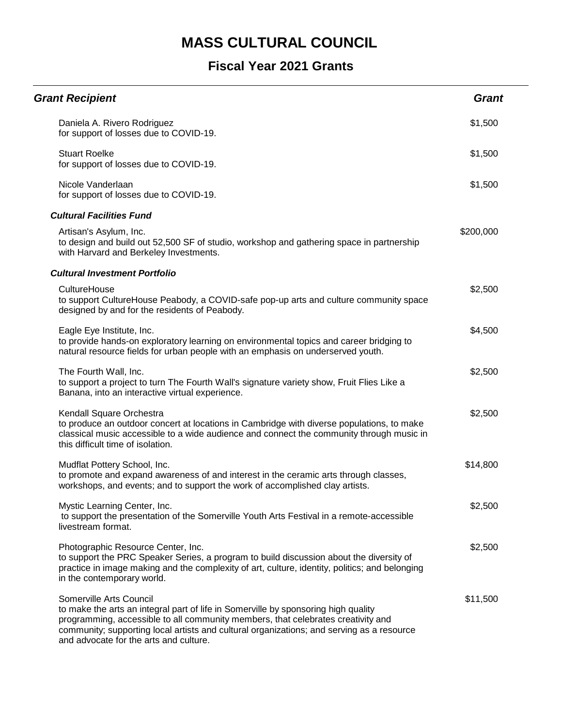# MASS CULTURAL COUNCIL

## Fiscal Year 2021 Grants

| *Grant Recipient* | *Grant* |
|---|---|
| Daniela A. Rivero Rodriguez<br>for support of losses due to COVID-19. | $1,500 |
| Stuart Roelke<br>for support of losses due to COVID-19. | $1,500 |
| Nicole Vanderlaan<br>for support of losses due to COVID-19. | $1,500 |
| ***Cultural Facilities Fund*** | |
| Artisan's Asylum, Inc.<br>to design and build out 52,500 SF of studio, workshop and gathering space in partnership with Harvard and Berkeley Investments. | $200,000 |
| ***Cultural Investment Portfolio*** | |
| CultureHouse<br>to support CultureHouse Peabody, a COVID-safe pop-up arts and culture community space designed by and for the residents of Peabody. | $2,500 |
| Eagle Eye Institute, Inc.<br>to provide hands-on exploratory learning on environmental topics and career bridging to natural resource fields for urban people with an emphasis on underserved youth. | $4,500 |
| The Fourth Wall, Inc.<br>to support a project to turn The Fourth Wall's signature variety show, Fruit Flies Like a Banana, into an interactive virtual experience. | $2,500 |
| Kendall Square Orchestra<br>to produce an outdoor concert at locations in Cambridge with diverse populations, to make classical music accessible to a wide audience and connect the community through music in this difficult time of isolation. | $2,500 |
| Mudflat Pottery School, Inc.<br>to promote and expand awareness of and interest in the ceramic arts through classes, workshops, and events; and to support the work of accomplished clay artists. | $14,800 |
| Mystic Learning Center, Inc.<br>to support the presentation of the Somerville Youth Arts Festival in a remote-accessible livestream format. | $2,500 |
| Photographic Resource Center, Inc.<br>to support the PRC Speaker Series, a program to build discussion about the diversity of practice in image making and the complexity of art, culture, identity, politics; and belonging in the contemporary world. | $2,500 |
| Somerville Arts Council<br>to make the arts an integral part of life in Somerville by sponsoring high quality programming, accessible to all community members, that celebrates creativity and community; supporting local artists and cultural organizations; and serving as a resource and advocate for the arts and culture. | $11,500 |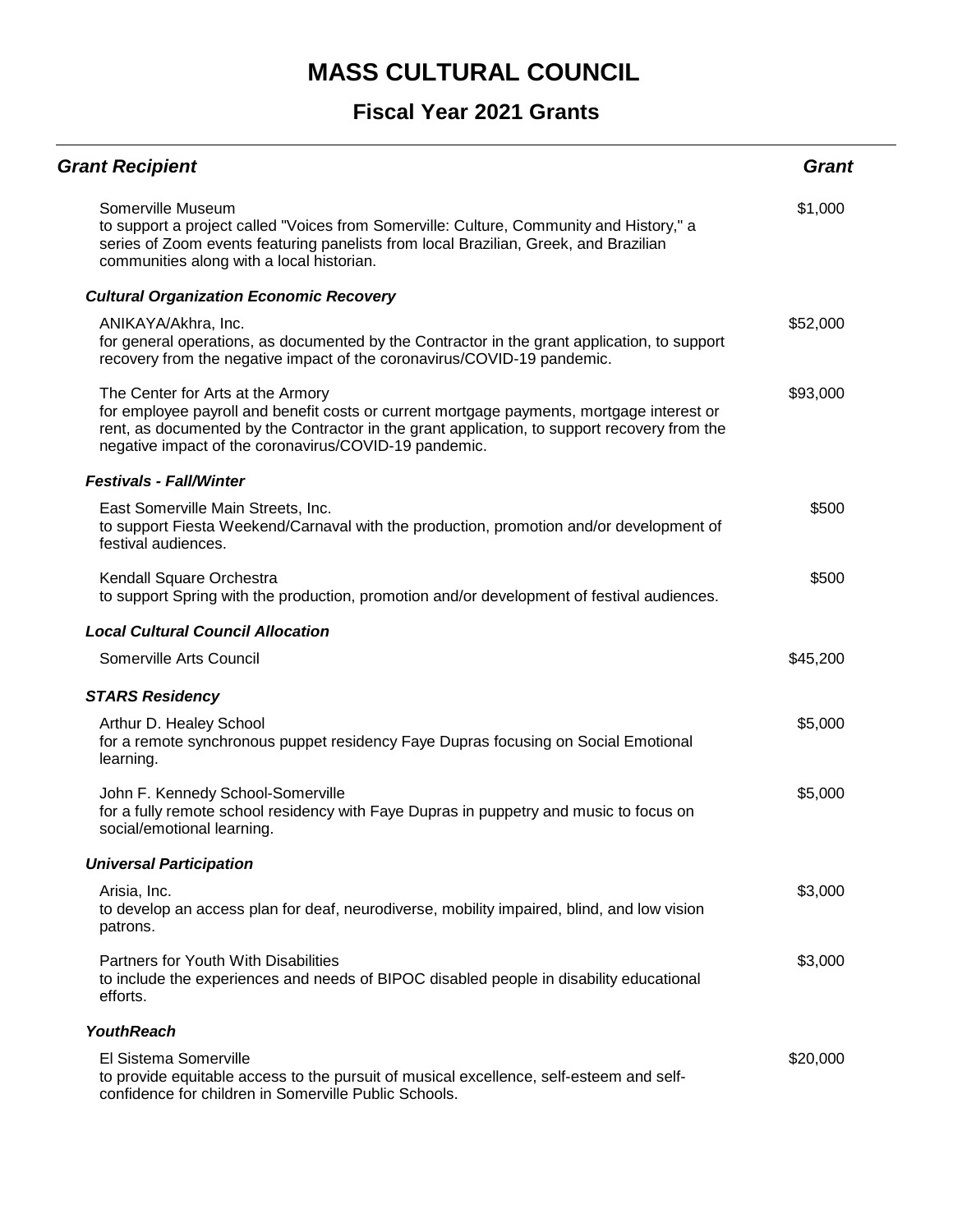# MASS CULTURAL COUNCIL

## Fiscal Year 2021 Grants

| *Grant Recipient* | *Grant* |
| --- | --- |
| Somerville Museum<br>to support a project called "Voices from Somerville: Culture, Community and History," a series of Zoom events featuring panelists from local Brazilian, Greek, and Brazilian communities along with a local historian. | $1,000 |
| ***Cultural Organization Economic Recovery*** | |
| ANIKAYA/Akhra, Inc.<br>for general operations, as documented by the Contractor in the grant application, to support recovery from the negative impact of the coronavirus/COVID-19 pandemic. | $52,000 |
| The Center for Arts at the Armory<br>for employee payroll and benefit costs or current mortgage payments, mortgage interest or rent, as documented by the Contractor in the grant application, to support recovery from the negative impact of the coronavirus/COVID-19 pandemic. | $93,000 |
| ***Festivals - Fall/Winter*** | |
| East Somerville Main Streets, Inc.<br>to support Fiesta Weekend/Carnaval with the production, promotion and/or development of festival audiences. | $500 |
| Kendall Square Orchestra<br>to support Spring with the production, promotion and/or development of festival audiences. | $500 |
| ***Local Cultural Council Allocation*** | |
| Somerville Arts Council | $45,200 |
| ***STARS Residency*** | |
| Arthur D. Healey School<br>for a remote synchronous puppet residency Faye Dupras focusing on Social Emotional learning. | $5,000 |
| John F. Kennedy School-Somerville<br>for a fully remote school residency with Faye Dupras in puppetry and music to focus on social/emotional learning. | $5,000 |
| ***Universal Participation*** | |
| Arisia, Inc.<br>to develop an access plan for deaf, neurodiverse, mobility impaired, blind, and low vision patrons. | $3,000 |
| Partners for Youth With Disabilities<br>to include the experiences and needs of BIPOC disabled people in disability educational efforts. | $3,000 |
| ***YouthReach*** | |
| El Sistema Somerville<br>to provide equitable access to the pursuit of musical excellence, self-esteem and self-confidence for children in Somerville Public Schools. | $20,000 |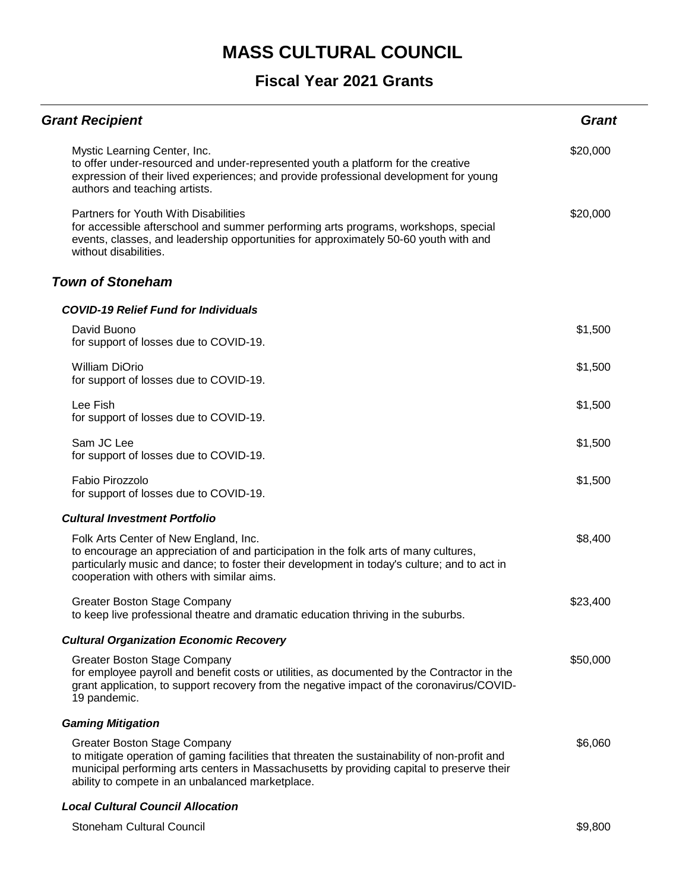# MASS CULTURAL COUNCIL

## Fiscal Year 2021 Grants

| Grant Recipient | Grant |
|---|---|
| Mystic Learning Center, Inc.<br>to offer under-resourced and under-represented youth a platform for the creative expression of their lived experiences; and provide professional development for young authors and teaching artists. | $20,000 |
| Partners for Youth With Disabilities<br>for accessible afterschool and summer performing arts programs, workshops, special events, classes, and leadership opportunities for approximately 50-60 youth with and without disabilities. | $20,000 |

### *Town of Stoneham*

#### *COVID-19 Relief Fund for Individuals*

| Grant Recipient | Grant |
|---|---|
| David Buono<br>for support of losses due to COVID-19. | $1,500 |
| William DiOrio<br>for support of losses due to COVID-19. | $1,500 |
| Lee Fish<br>for support of losses due to COVID-19. | $1,500 |
| Sam JC Lee<br>for support of losses due to COVID-19. | $1,500 |
| Fabio Pirozzolo<br>for support of losses due to COVID-19. | $1,500 |

#### *Cultural Investment Portfolio*

| Grant Recipient | Grant |
|---|---|
| Folk Arts Center of New England, Inc.<br>to encourage an appreciation of and participation in the folk arts of many cultures, particularly music and dance; to foster their development in today's culture; and to act in cooperation with others with similar aims. | $8,400 |
| Greater Boston Stage Company<br>to keep live professional theatre and dramatic education thriving in the suburbs. | $23,400 |

#### *Cultural Organization Economic Recovery*

| Grant Recipient | Grant |
|---|---|
| Greater Boston Stage Company<br>for employee payroll and benefit costs or utilities, as documented by the Contractor in the grant application, to support recovery from the negative impact of the coronavirus/COVID-19 pandemic. | $50,000 |

#### *Gaming Mitigation*

| Grant Recipient | Grant |
|---|---|
| Greater Boston Stage Company<br>to mitigate operation of gaming facilities that threaten the sustainability of non-profit and municipal performing arts centers in Massachusetts by providing capital to preserve their ability to compete in an unbalanced marketplace. | $6,060 |

#### *Local Cultural Council Allocation*

| Grant Recipient | Grant |
|---|---|
| Stoneham Cultural Council | $9,800 |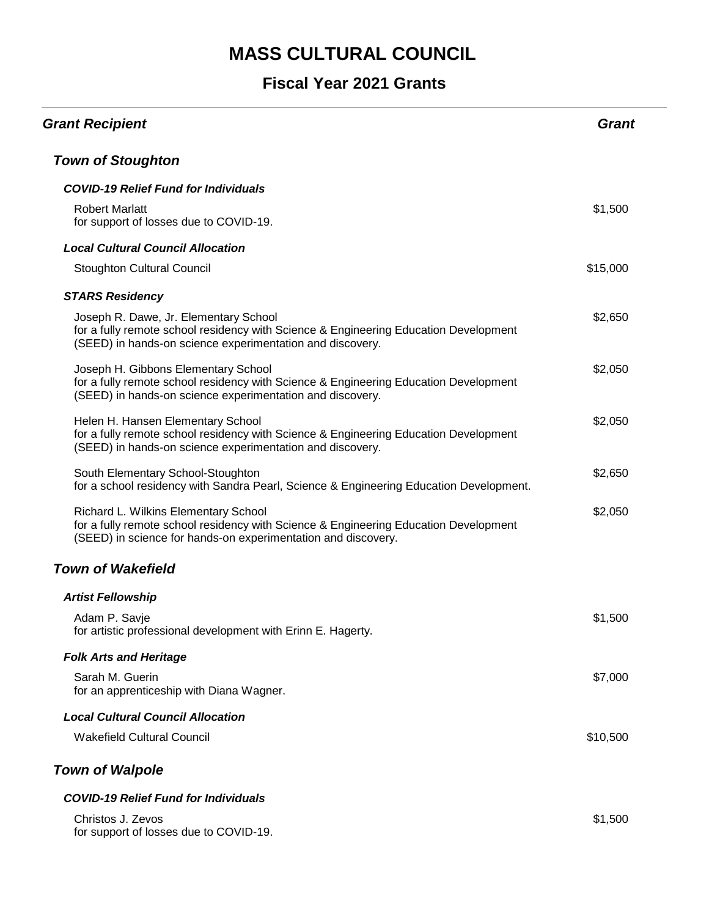# MASS CULTURAL COUNCIL

## Fiscal Year 2021 Grants

| *Grant Recipient* | *Grant* |
|---|---|
| ***Town of Stoughton*** | |
| ***COVID-19 Relief Fund for Individuals*** | |
| Robert Marlatt<br>for support of losses due to COVID-19. | $1,500 |
| ***Local Cultural Council Allocation*** | |
| Stoughton Cultural Council | $15,000 |
| ***STARS Residency*** | |
| Joseph R. Dawe, Jr. Elementary School<br>for a fully remote school residency with Science & Engineering Education Development (SEED) in hands-on science experimentation and discovery. | $2,650 |
| Joseph H. Gibbons Elementary School<br>for a fully remote school residency with Science & Engineering Education Development (SEED) in hands-on science experimentation and discovery. | $2,050 |
| Helen H. Hansen Elementary School<br>for a fully remote school residency with Science & Engineering Education Development (SEED) in hands-on science experimentation and discovery. | $2,050 |
| South Elementary School-Stoughton<br>for a school residency with Sandra Pearl, Science & Engineering Education Development. | $2,650 |
| Richard L. Wilkins Elementary School<br>for a fully remote school residency with Science & Engineering Education Development (SEED) in science for hands-on experimentation and discovery. | $2,050 |
| ***Town of Wakefield*** | |
| ***Artist Fellowship*** | |
| Adam P. Savje<br>for artistic professional development with Erinn E. Hagerty. | $1,500 |
| ***Folk Arts and Heritage*** | |
| Sarah M. Guerin<br>for an apprenticeship with Diana Wagner. | $7,000 |
| ***Local Cultural Council Allocation*** | |
| Wakefield Cultural Council | $10,500 |
| ***Town of Walpole*** | |
| ***COVID-19 Relief Fund for Individuals*** | |
| Christos J. Zevos<br>for support of losses due to COVID-19. | $1,500 |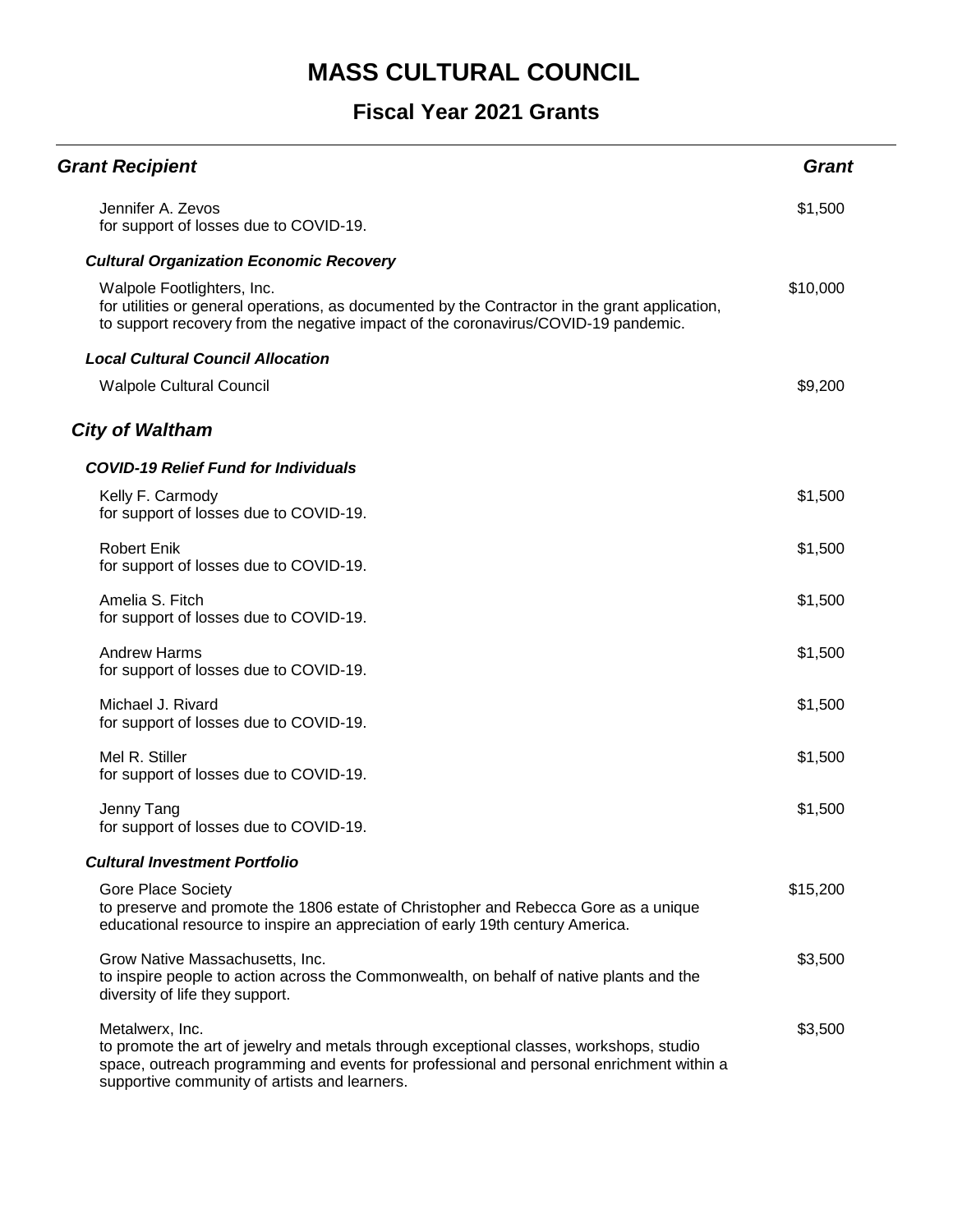# MASS CULTURAL COUNCIL

## Fiscal Year 2021 Grants

| Grant Recipient | Grant |
|---|---|
| Jennifer A. Zevos<br>for support of losses due to COVID-19. | $1,500 |
| ***Cultural Organization Economic Recovery*** | |
| Walpole Footlighters, Inc.<br>for utilities or general operations, as documented by the Contractor in the grant application, to support recovery from the negative impact of the coronavirus/COVID-19 pandemic. | $10,000 |
| ***Local Cultural Council Allocation*** | |
| Walpole Cultural Council | $9,200 |

### *City of Waltham*

| Grant Recipient | Grant |
|---|---|
| ***COVID-19 Relief Fund for Individuals*** | |
| Kelly F. Carmody<br>for support of losses due to COVID-19. | $1,500 |
| Robert Enik<br>for support of losses due to COVID-19. | $1,500 |
| Amelia S. Fitch<br>for support of losses due to COVID-19. | $1,500 |
| Andrew Harms<br>for support of losses due to COVID-19. | $1,500 |
| Michael J. Rivard<br>for support of losses due to COVID-19. | $1,500 |
| Mel R. Stiller<br>for support of losses due to COVID-19. | $1,500 |
| Jenny Tang<br>for support of losses due to COVID-19. | $1,500 |
| ***Cultural Investment Portfolio*** | |
| Gore Place Society<br>to preserve and promote the 1806 estate of Christopher and Rebecca Gore as a unique educational resource to inspire an appreciation of early 19th century America. | $15,200 |
| Grow Native Massachusetts, Inc.<br>to inspire people to action across the Commonwealth, on behalf of native plants and the diversity of life they support. | $3,500 |
| Metalwerx, Inc.<br>to promote the art of jewelry and metals through exceptional classes, workshops, studio space, outreach programming and events for professional and personal enrichment within a supportive community of artists and learners. | $3,500 |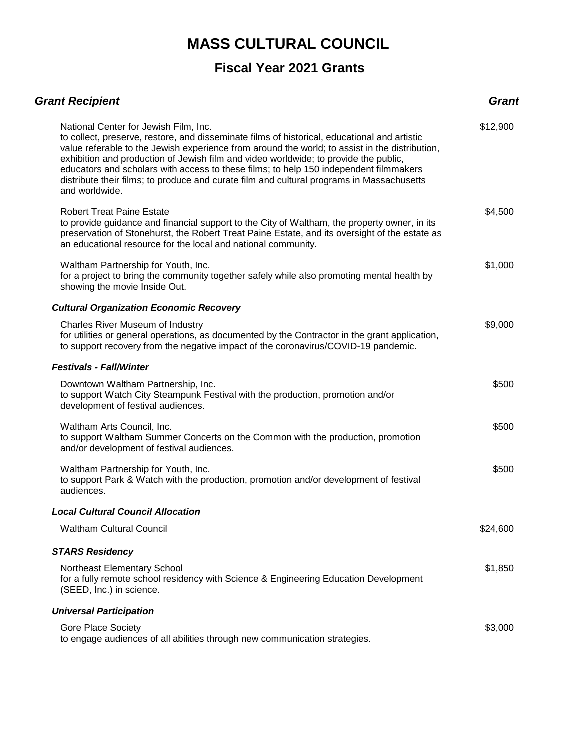# MASS CULTURAL COUNCIL

## Fiscal Year 2021 Grants

| ***Grant Recipient*** | ***Grant*** |
|---|---|
| National Center for Jewish Film, Inc.<br>to collect, preserve, restore, and disseminate films of historical, educational and artistic value referable to the Jewish experience from around the world; to assist in the distribution, exhibition and production of Jewish film and video worldwide; to provide the public, educators and scholars with access to these films; to help 150 independent filmmakers distribute their films; to produce and curate film and cultural programs in Massachusetts and worldwide. | $12,900 |
| Robert Treat Paine Estate<br>to provide guidance and financial support to the City of Waltham, the property owner, in its preservation of Stonehurst, the Robert Treat Paine Estate, and its oversight of the estate as an educational resource for the local and national community. | $4,500 |
| Waltham Partnership for Youth, Inc.<br>for a project to bring the community together safely while also promoting mental health by showing the movie Inside Out. | $1,000 |
| ***Cultural Organization Economic Recovery*** | |
| Charles River Museum of Industry<br>for utilities or general operations, as documented by the Contractor in the grant application, to support recovery from the negative impact of the coronavirus/COVID-19 pandemic. | $9,000 |
| ***Festivals - Fall/Winter*** | |
| Downtown Waltham Partnership, Inc.<br>to support Watch City Steampunk Festival with the production, promotion and/or development of festival audiences. | $500 |
| Waltham Arts Council, Inc.<br>to support Waltham Summer Concerts on the Common with the production, promotion and/or development of festival audiences. | $500 |
| Waltham Partnership for Youth, Inc.<br>to support Park & Watch with the production, promotion and/or development of festival audiences. | $500 |
| ***Local Cultural Council Allocation*** | |
| Waltham Cultural Council | $24,600 |
| ***STARS Residency*** | |
| Northeast Elementary School<br>for a fully remote school residency with Science & Engineering Education Development (SEED, Inc.) in science. | $1,850 |
| ***Universal Participation*** | |
| Gore Place Society<br>to engage audiences of all abilities through new communication strategies. | $3,000 |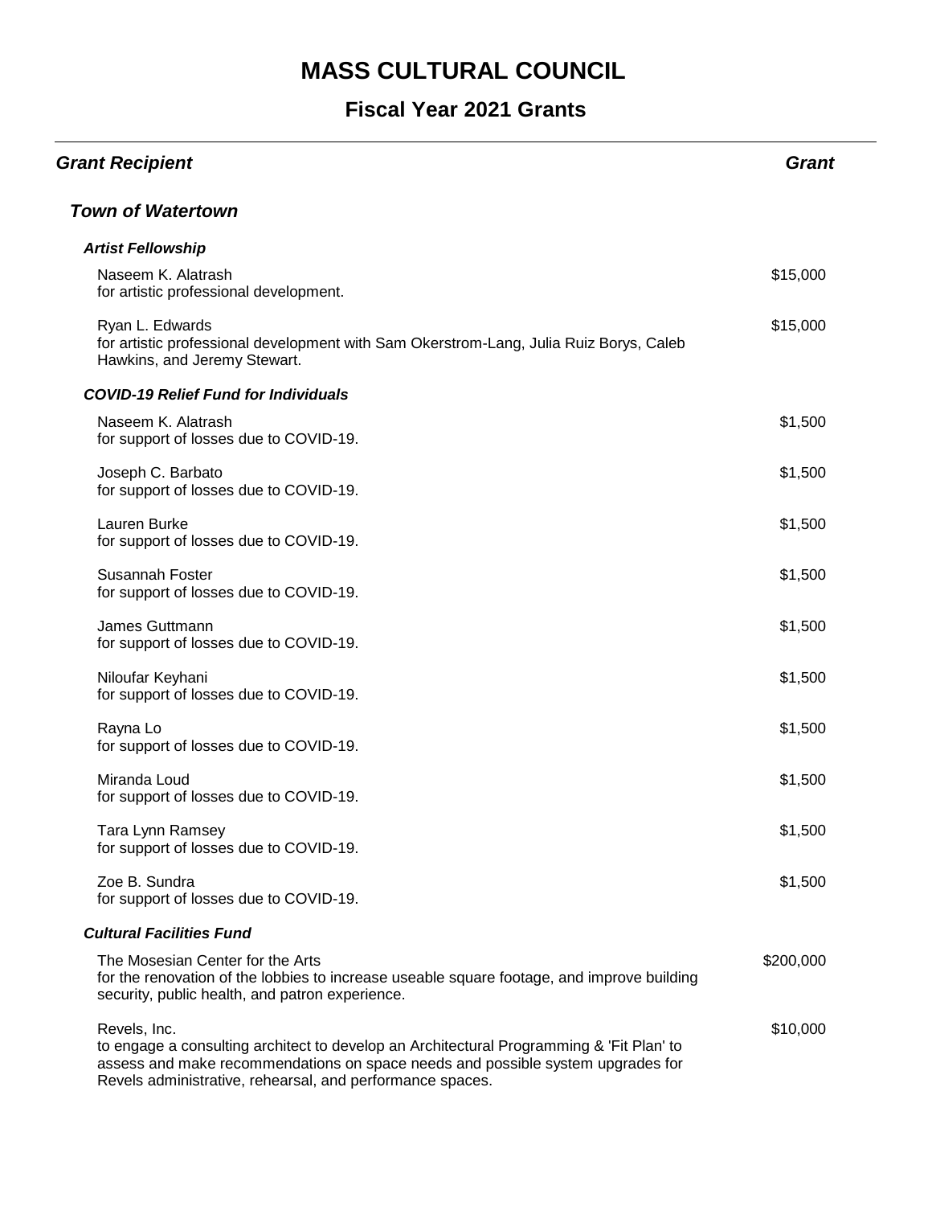# MASS CULTURAL COUNCIL

## Fiscal Year 2021 Grants

| ***Grant Recipient*** | ***Grant*** |
| --- | --- |
| ***Town of Watertown*** | |
| ***Artist Fellowship*** | |
| Naseem K. Alatrash<br>for artistic professional development. | $15,000 |
| Ryan L. Edwards<br>for artistic professional development with Sam Okerstrom-Lang, Julia Ruiz Borys, Caleb Hawkins, and Jeremy Stewart. | $15,000 |
| ***COVID-19 Relief Fund for Individuals*** | |
| Naseem K. Alatrash<br>for support of losses due to COVID-19. | $1,500 |
| Joseph C. Barbato<br>for support of losses due to COVID-19. | $1,500 |
| Lauren Burke<br>for support of losses due to COVID-19. | $1,500 |
| Susannah Foster<br>for support of losses due to COVID-19. | $1,500 |
| James Guttmann<br>for support of losses due to COVID-19. | $1,500 |
| Niloufar Keyhani<br>for support of losses due to COVID-19. | $1,500 |
| Rayna Lo<br>for support of losses due to COVID-19. | $1,500 |
| Miranda Loud<br>for support of losses due to COVID-19. | $1,500 |
| Tara Lynn Ramsey<br>for support of losses due to COVID-19. | $1,500 |
| Zoe B. Sundra<br>for support of losses due to COVID-19. | $1,500 |
| ***Cultural Facilities Fund*** | |
| The Mosesian Center for the Arts<br>for the renovation of the lobbies to increase useable square footage, and improve building security, public health, and patron experience. | $200,000 |
| Revels, Inc.<br>to engage a consulting architect to develop an Architectural Programming & 'Fit Plan' to assess and make recommendations on space needs and possible system upgrades for Revels administrative, rehearsal, and performance spaces. | $10,000 |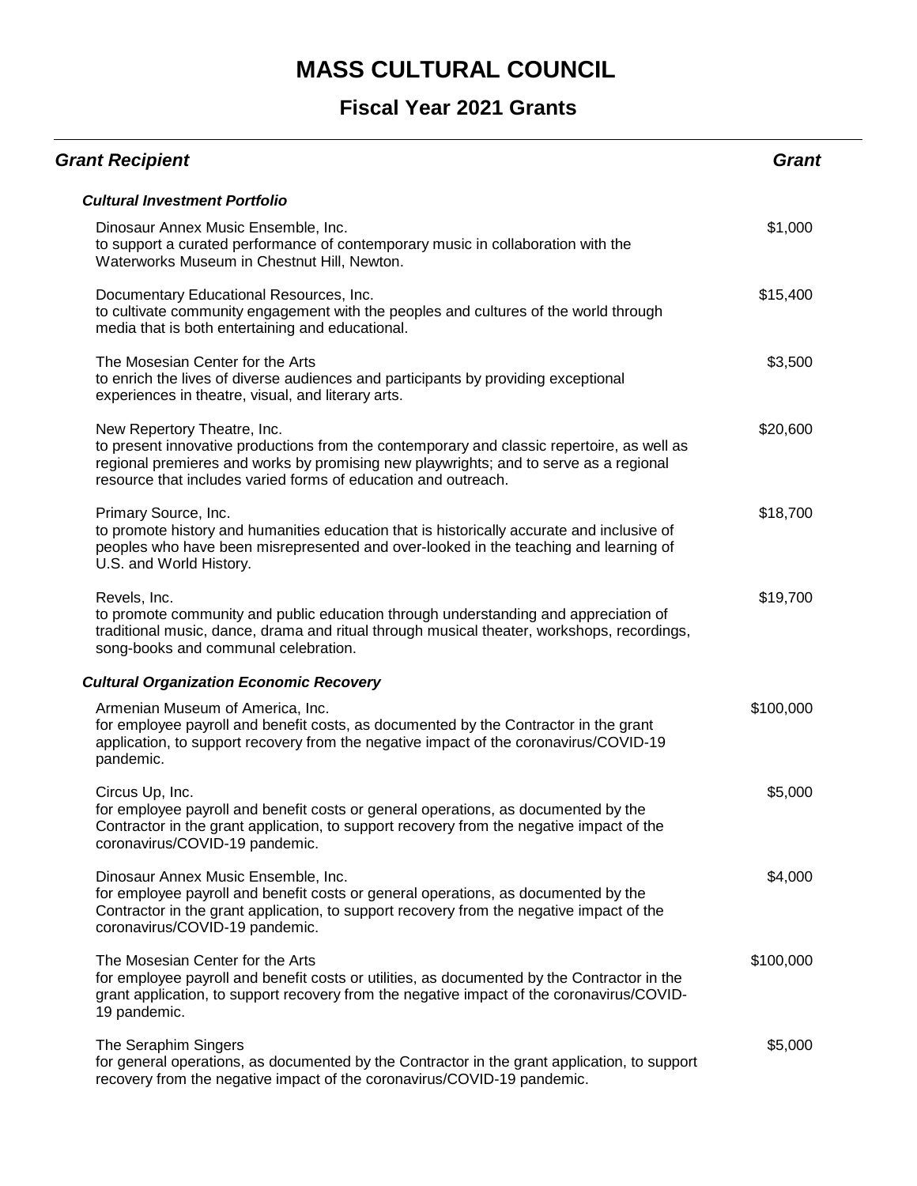# MASS CULTURAL COUNCIL

## Fiscal Year 2021 Grants

| Grant Recipient | Grant |
|---|---|
| ***Cultural Investment Portfolio*** | |
| Dinosaur Annex Music Ensemble, Inc.<br>to support a curated performance of contemporary music in collaboration with the Waterworks Museum in Chestnut Hill, Newton. | $1,000 |
| Documentary Educational Resources, Inc.<br>to cultivate community engagement with the peoples and cultures of the world through media that is both entertaining and educational. | $15,400 |
| The Mosesian Center for the Arts<br>to enrich the lives of diverse audiences and participants by providing exceptional experiences in theatre, visual, and literary arts. | $3,500 |
| New Repertory Theatre, Inc.<br>to present innovative productions from the contemporary and classic repertoire, as well as regional premieres and works by promising new playwrights; and to serve as a regional resource that includes varied forms of education and outreach. | $20,600 |
| Primary Source, Inc.<br>to promote history and humanities education that is historically accurate and inclusive of peoples who have been misrepresented and over-looked in the teaching and learning of U.S. and World History. | $18,700 |
| Revels, Inc.<br>to promote community and public education through understanding and appreciation of traditional music, dance, drama and ritual through musical theater, workshops, recordings, song-books and communal celebration. | $19,700 |
| ***Cultural Organization Economic Recovery*** | |
| Armenian Museum of America, Inc.<br>for employee payroll and benefit costs, as documented by the Contractor in the grant application, to support recovery from the negative impact of the coronavirus/COVID-19 pandemic. | $100,000 |
| Circus Up, Inc.<br>for employee payroll and benefit costs or general operations, as documented by the Contractor in the grant application, to support recovery from the negative impact of the coronavirus/COVID-19 pandemic. | $5,000 |
| Dinosaur Annex Music Ensemble, Inc.<br>for employee payroll and benefit costs or general operations, as documented by the Contractor in the grant application, to support recovery from the negative impact of the coronavirus/COVID-19 pandemic. | $4,000 |
| The Mosesian Center for the Arts<br>for employee payroll and benefit costs or utilities, as documented by the Contractor in the grant application, to support recovery from the negative impact of the coronavirus/COVID-19 pandemic. | $100,000 |
| The Seraphim Singers<br>for general operations, as documented by the Contractor in the grant application, to support recovery from the negative impact of the coronavirus/COVID-19 pandemic. | $5,000 |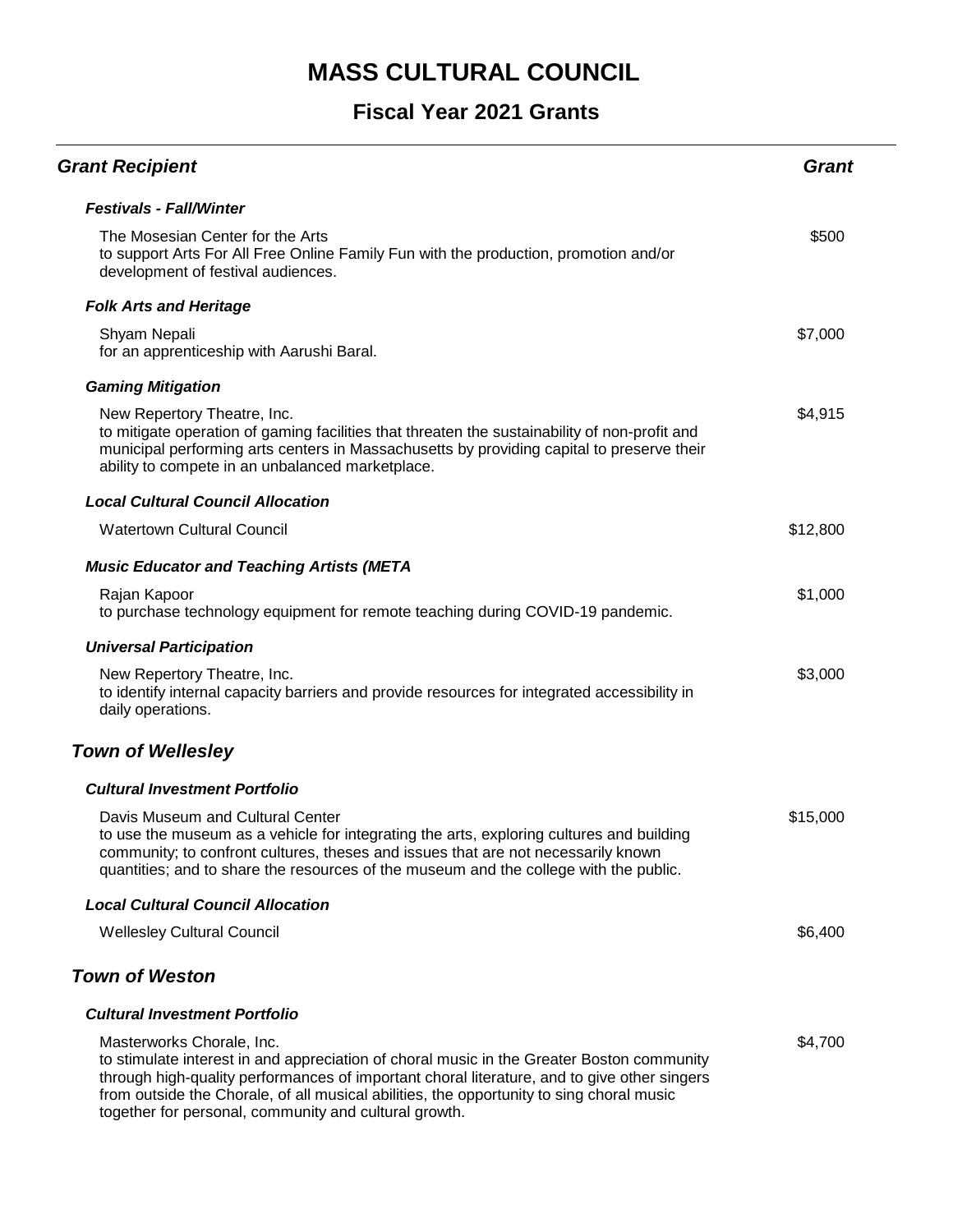# MASS CULTURAL COUNCIL

## Fiscal Year 2021 Grants

| Grant Recipient | Grant |
|---|---|
| ***Festivals - Fall/Winter*** | |
| The Mosesian Center for the Arts<br>to support Arts For All Free Online Family Fun with the production, promotion and/or development of festival audiences. | \$500 |
| ***Folk Arts and Heritage*** | |
| Shyam Nepali<br>for an apprenticeship with Aarushi Baral. | \$7,000 |
| ***Gaming Mitigation*** | |
| New Repertory Theatre, Inc.<br>to mitigate operation of gaming facilities that threaten the sustainability of non-profit and municipal performing arts centers in Massachusetts by providing capital to preserve their ability to compete in an unbalanced marketplace. | \$4,915 |
| ***Local Cultural Council Allocation*** | |
| Watertown Cultural Council | \$12,800 |
| ***Music Educator and Teaching Artists (META*** | |
| Rajan Kapoor<br>to purchase technology equipment for remote teaching during COVID-19 pandemic. | \$1,000 |
| ***Universal Participation*** | |
| New Repertory Theatre, Inc.<br>to identify internal capacity barriers and provide resources for integrated accessibility in daily operations. | \$3,000 |
| ***Town of Wellesley*** | |
| ***Cultural Investment Portfolio*** | |
| Davis Museum and Cultural Center<br>to use the museum as a vehicle for integrating the arts, exploring cultures and building community; to confront cultures, theses and issues that are not necessarily known quantities; and to share the resources of the museum and the college with the public. | \$15,000 |
| ***Local Cultural Council Allocation*** | |
| Wellesley Cultural Council | \$6,400 |
| ***Town of Weston*** | |
| ***Cultural Investment Portfolio*** | |
| Masterworks Chorale, Inc.<br>to stimulate interest in and appreciation of choral music in the Greater Boston community through high-quality performances of important choral literature, and to give other singers from outside the Chorale, of all musical abilities, the opportunity to sing choral music together for personal, community and cultural growth. | \$4,700 |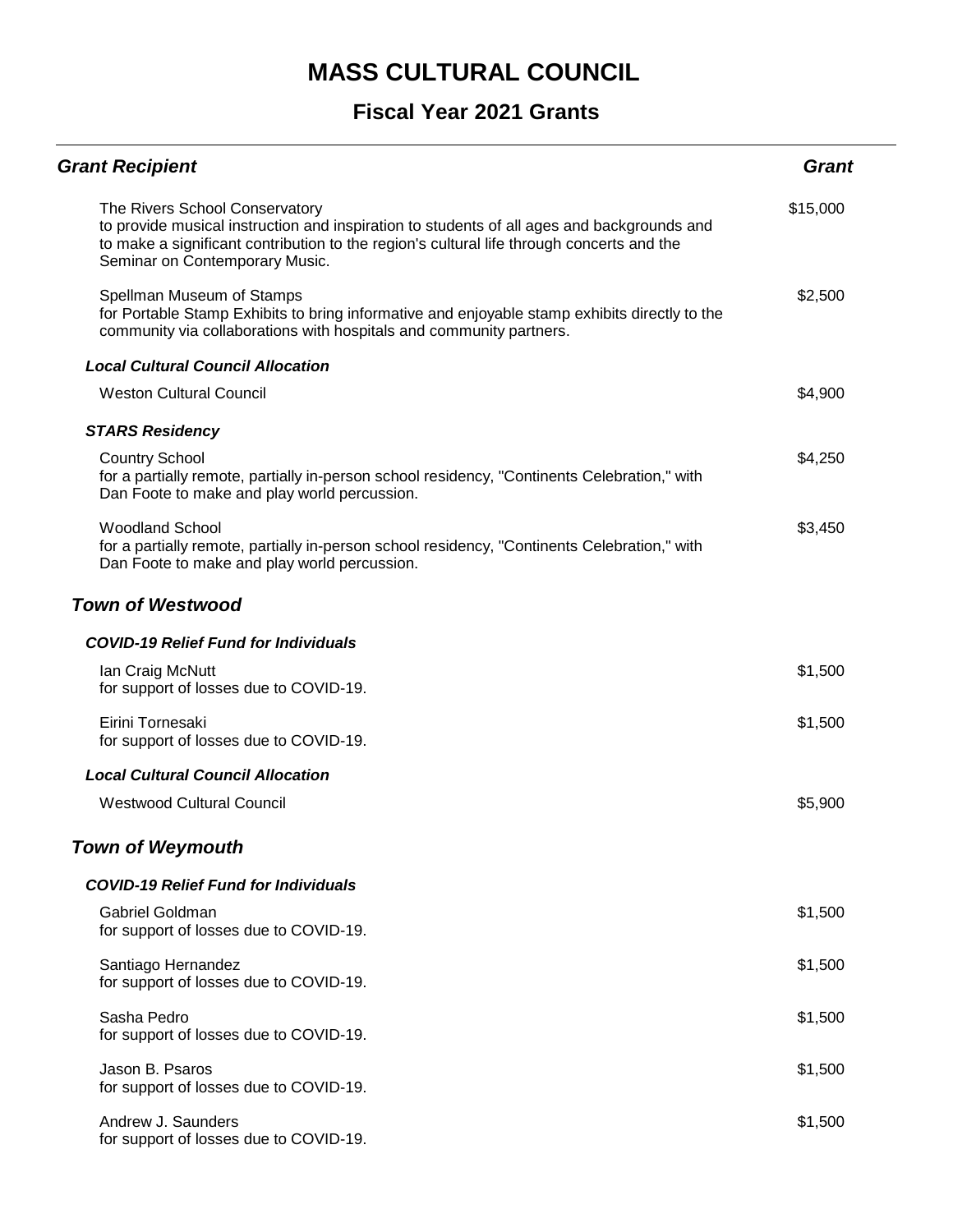# MASS CULTURAL COUNCIL

## Fiscal Year 2021 Grants

| ***Grant Recipient*** | ***Grant*** |
|---|---|
| The Rivers School Conservatory<br>to provide musical instruction and inspiration to students of all ages and backgrounds and to make a significant contribution to the region's cultural life through concerts and the Seminar on Contemporary Music. | $15,000 |
| Spellman Museum of Stamps<br>for Portable Stamp Exhibits to bring informative and enjoyable stamp exhibits directly to the community via collaborations with hospitals and community partners. | $2,500 |
| ***Local Cultural Council Allocation*** | |
| Weston Cultural Council | $4,900 |
| ***STARS Residency*** | |
| Country School<br>for a partially remote, partially in-person school residency, "Continents Celebration," with Dan Foote to make and play world percussion. | $4,250 |
| Woodland School<br>for a partially remote, partially in-person school residency, "Continents Celebration," with Dan Foote to make and play world percussion. | $3,450 |

### *Town of Westwood*

| | |
|---|---|
| ***COVID-19 Relief Fund for Individuals*** | |
| Ian Craig McNutt<br>for support of losses due to COVID-19. | $1,500 |
| Eirini Tornesaki<br>for support of losses due to COVID-19. | $1,500 |
| ***Local Cultural Council Allocation*** | |
| Westwood Cultural Council | $5,900 |

### *Town of Weymouth*

| | |
|---|---|
| ***COVID-19 Relief Fund for Individuals*** | |
| Gabriel Goldman<br>for support of losses due to COVID-19. | $1,500 |
| Santiago Hernandez<br>for support of losses due to COVID-19. | $1,500 |
| Sasha Pedro<br>for support of losses due to COVID-19. | $1,500 |
| Jason B. Psaros<br>for support of losses due to COVID-19. | $1,500 |
| Andrew J. Saunders<br>for support of losses due to COVID-19. | $1,500 |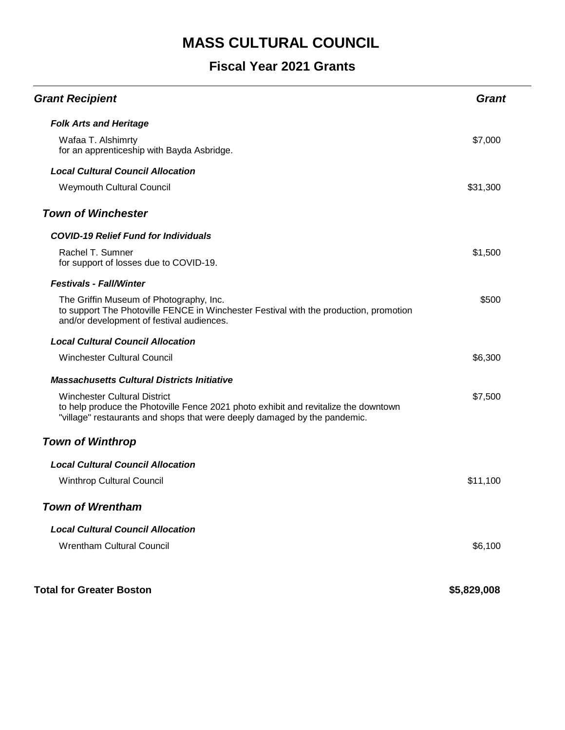# MASS CULTURAL COUNCIL

## Fiscal Year 2021 Grants

| *Grant Recipient* | *Grant* |
| --- | --- |
| ***Folk Arts and Heritage*** | |
| Wafaa T. Alshimrty<br>for an apprenticeship with Bayda Asbridge. | $7,000 |
| ***Local Cultural Council Allocation*** | |
| Weymouth Cultural Council | $31,300 |
| ***Town of Winchester*** | |
| ***COVID-19 Relief Fund for Individuals*** | |
| Rachel T. Sumner<br>for support of losses due to COVID-19. | $1,500 |
| ***Festivals - Fall/Winter*** | |
| The Griffin Museum of Photography, Inc.<br>to support The Photoville FENCE in Winchester Festival with the production, promotion and/or development of festival audiences. | $500 |
| ***Local Cultural Council Allocation*** | |
| Winchester Cultural Council | $6,300 |
| ***Massachusetts Cultural Districts Initiative*** | |
| Winchester Cultural District<br>to help produce the Photoville Fence 2021 photo exhibit and revitalize the downtown "village" restaurants and shops that were deeply damaged by the pandemic. | $7,500 |
| ***Town of Winthrop*** | |
| ***Local Cultural Council Allocation*** | |
| Winthrop Cultural Council | $11,100 |
| ***Town of Wrentham*** | |
| ***Local Cultural Council Allocation*** | |
| Wrentham Cultural Council | $6,100 |
| **Total for Greater Boston** | **$5,829,008** |